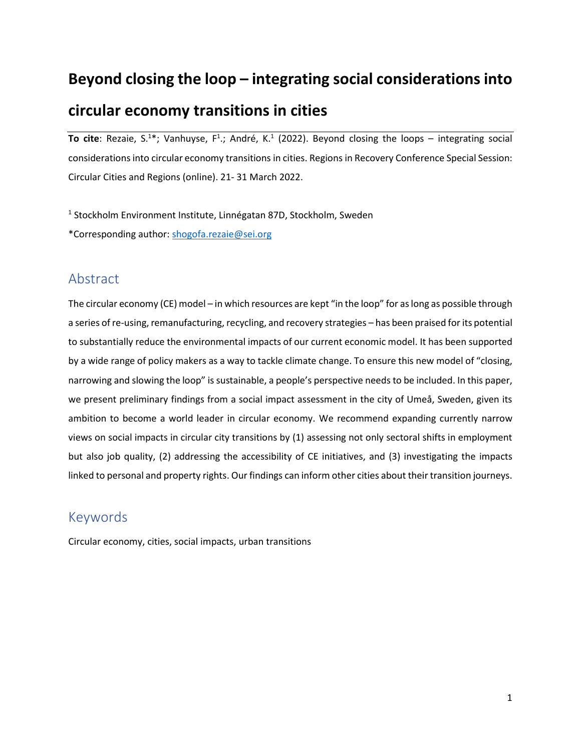# Beyond closing the loop – integrating social considerations into circular economy transitions in cities

**To cite**: Rezaie, S.[1]*; Vanhuyse, F[1].; André, K.[1] (2022). Beyond closing the loops – integrating social considerations into circular economy transitions in cities. Regions in Recovery Conference Special Session: Circular Cities and Regions (online). 21- 31 March 2022.

[1] Stockholm Environment Institute, Linnégatan 87D, Stockholm, Sweden

*Corresponding author: shogofa.rezaie@sei.org

## Abstract

The circular economy (CE) model – in which resources are kept "in the loop" for as long as possible through a series of re-using, remanufacturing, recycling, and recovery strategies – has been praised for its potential to substantially reduce the environmental impacts of our current economic model. It has been supported by a wide range of policy makers as a way to tackle climate change. To ensure this new model of "closing, narrowing and slowing the loop" is sustainable, a people's perspective needs to be included. In this paper, we present preliminary findings from a social impact assessment in the city of Umeå, Sweden, given its ambition to become a world leader in circular economy. We recommend expanding currently narrow views on social impacts in circular city transitions by (1) assessing not only sectoral shifts in employment but also job quality, (2) addressing the accessibility of CE initiatives, and (3) investigating the impacts linked to personal and property rights. Our findings can inform other cities about their transition journeys.

## Keywords

Circular economy, cities, social impacts, urban transitions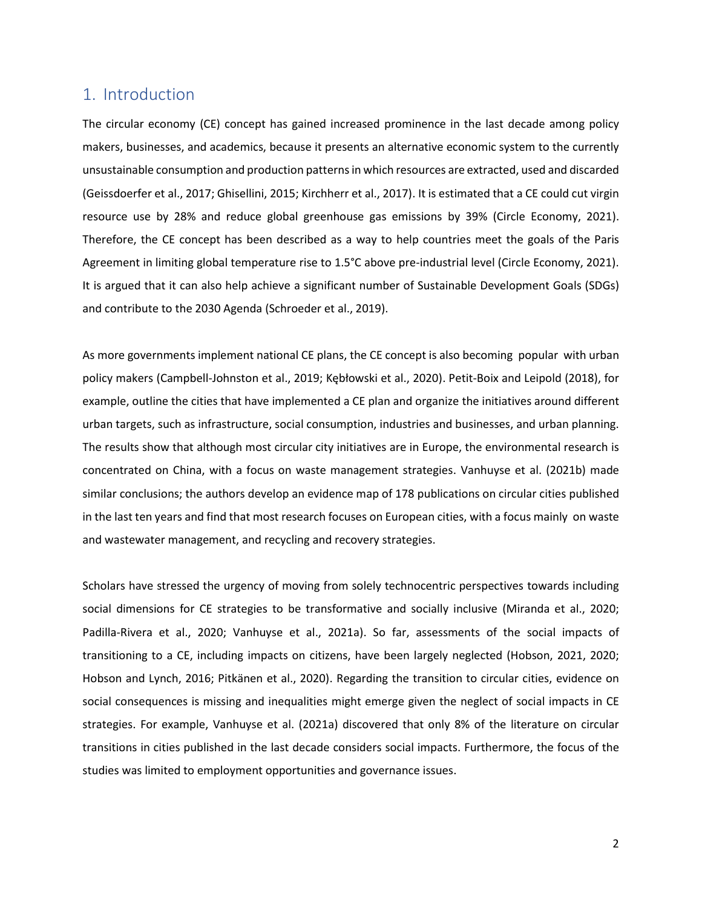## 1. Introduction

The circular economy (CE) concept has gained increased prominence in the last decade among policy makers, businesses, and academics, because it presents an alternative economic system to the currently unsustainable consumption and production patterns in which resources are extracted, used and discarded (Geissdoerfer et al., 2017; Ghisellini, 2015; Kirchherr et al., 2017). It is estimated that a CE could cut virgin resource use by 28% and reduce global greenhouse gas emissions by 39% (Circle Economy, 2021). Therefore, the CE concept has been described as a way to help countries meet the goals of the Paris Agreement in limiting global temperature rise to 1.5°C above pre-industrial level (Circle Economy, 2021). It is argued that it can also help achieve a significant number of Sustainable Development Goals (SDGs) and contribute to the 2030 Agenda (Schroeder et al., 2019).

As more governments implement national CE plans, the CE concept is also becoming popular with urban policy makers (Campbell-Johnston et al., 2019; Kębłowski et al., 2020). Petit-Boix and Leipold (2018), for example, outline the cities that have implemented a CE plan and organize the initiatives around different urban targets, such as infrastructure, social consumption, industries and businesses, and urban planning. The results show that although most circular city initiatives are in Europe, the environmental research is concentrated on China, with a focus on waste management strategies. Vanhuyse et al. (2021b) made similar conclusions; the authors develop an evidence map of 178 publications on circular cities published in the last ten years and find that most research focuses on European cities, with a focus mainly on waste and wastewater management, and recycling and recovery strategies.

Scholars have stressed the urgency of moving from solely technocentric perspectives towards including social dimensions for CE strategies to be transformative and socially inclusive (Miranda et al., 2020; Padilla-Rivera et al., 2020; Vanhuyse et al., 2021a). So far, assessments of the social impacts of transitioning to a CE, including impacts on citizens, have been largely neglected (Hobson, 2021, 2020; Hobson and Lynch, 2016; Pitkänen et al., 2020). Regarding the transition to circular cities, evidence on social consequences is missing and inequalities might emerge given the neglect of social impacts in CE strategies. For example, Vanhuyse et al. (2021a) discovered that only 8% of the literature on circular transitions in cities published in the last decade considers social impacts. Furthermore, the focus of the studies was limited to employment opportunities and governance issues.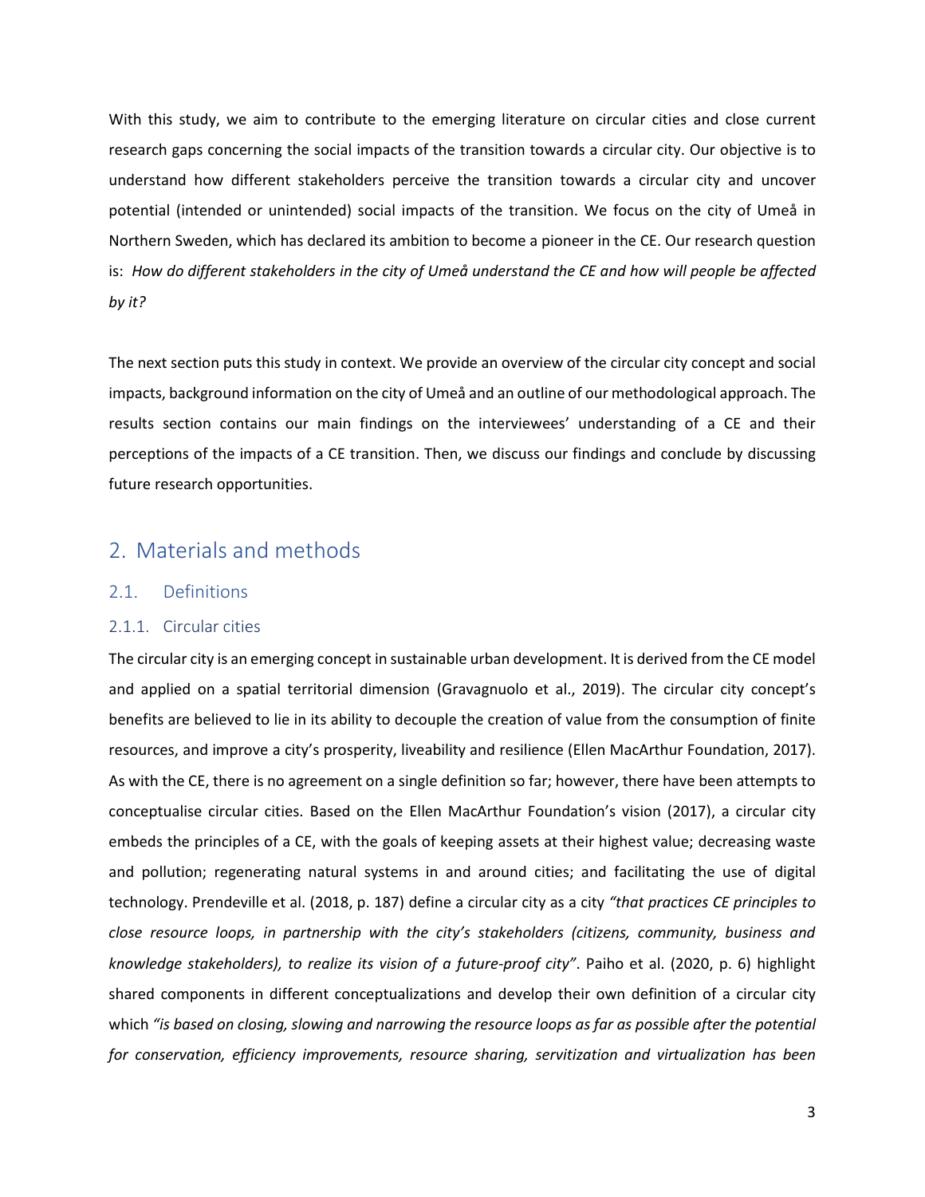With this study, we aim to contribute to the emerging literature on circular cities and close current research gaps concerning the social impacts of the transition towards a circular city. Our objective is to understand how different stakeholders perceive the transition towards a circular city and uncover potential (intended or unintended) social impacts of the transition. We focus on the city of Umeå in Northern Sweden, which has declared its ambition to become a pioneer in the CE. Our research question is: *How do different stakeholders in the city of Umeå understand the CE and how will people be affected by it?*

The next section puts this study in context. We provide an overview of the circular city concept and social impacts, background information on the city of Umeå and an outline of our methodological approach. The results section contains our main findings on the interviewees' understanding of a CE and their perceptions of the impacts of a CE transition. Then, we discuss our findings and conclude by discussing future research opportunities.

## 2. Materials and methods

### 2.1. Definitions

#### 2.1.1. Circular cities

The circular city is an emerging concept in sustainable urban development. It is derived from the CE model and applied on a spatial territorial dimension (Gravagnuolo et al., 2019). The circular city concept's benefits are believed to lie in its ability to decouple the creation of value from the consumption of finite resources, and improve a city's prosperity, liveability and resilience (Ellen MacArthur Foundation, 2017). As with the CE, there is no agreement on a single definition so far; however, there have been attempts to conceptualise circular cities. Based on the Ellen MacArthur Foundation's vision (2017), a circular city embeds the principles of a CE, with the goals of keeping assets at their highest value; decreasing waste and pollution; regenerating natural systems in and around cities; and facilitating the use of digital technology. Prendeville et al. (2018, p. 187) define a circular city as a city *"that practices CE principles to close resource loops, in partnership with the city's stakeholders (citizens, community, business and knowledge stakeholders), to realize its vision of a future-proof city"*. Paiho et al. (2020, p. 6) highlight shared components in different conceptualizations and develop their own definition of a circular city which *"is based on closing, slowing and narrowing the resource loops as far as possible after the potential for conservation, efficiency improvements, resource sharing, servitization and virtualization has been*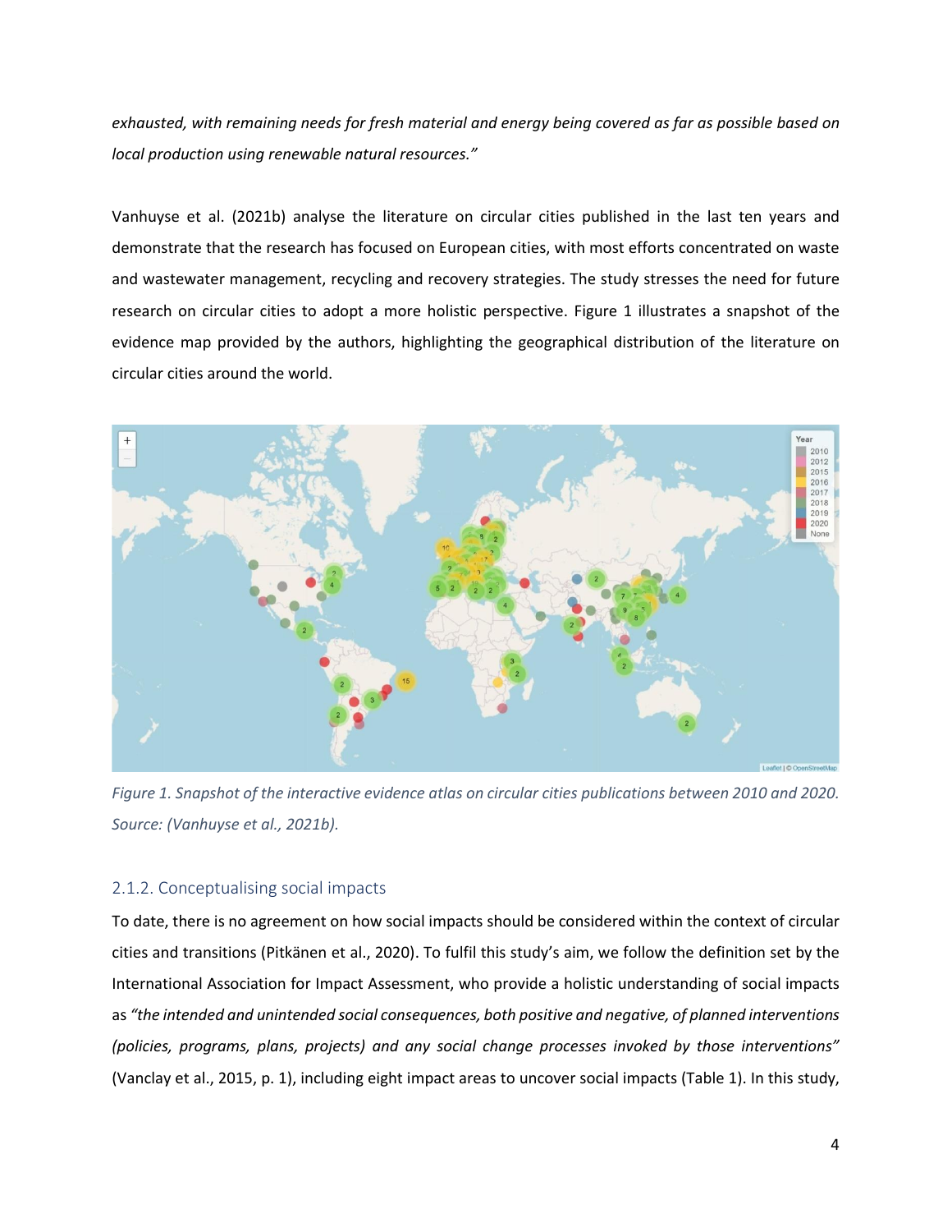*exhausted, with remaining needs for fresh material and energy being covered as far as possible based on local production using renewable natural resources."*

Vanhuyse et al. (2021b) analyse the literature on circular cities published in the last ten years and demonstrate that the research has focused on European cities, with most efforts concentrated on waste and wastewater management, recycling and recovery strategies. The study stresses the need for future research on circular cities to adopt a more holistic perspective. Figure 1 illustrates a snapshot of the evidence map provided by the authors, highlighting the geographical distribution of the literature on circular cities around the world.

*Figure 1. Snapshot of the interactive evidence atlas on circular cities publications between 2010 and 2020. Source: (Vanhuyse et al., 2021b).*

### 2.1.2. Conceptualising social impacts

To date, there is no agreement on how social impacts should be considered within the context of circular cities and transitions (Pitkänen et al., 2020). To fulfil this study's aim, we follow the definition set by the International Association for Impact Assessment, who provide a holistic understanding of social impacts as *"the intended and unintended social consequences, both positive and negative, of planned interventions (policies, programs, plans, projects) and any social change processes invoked by those interventions"* (Vanclay et al., 2015, p. 1), including eight impact areas to uncover social impacts (Table 1). In this study,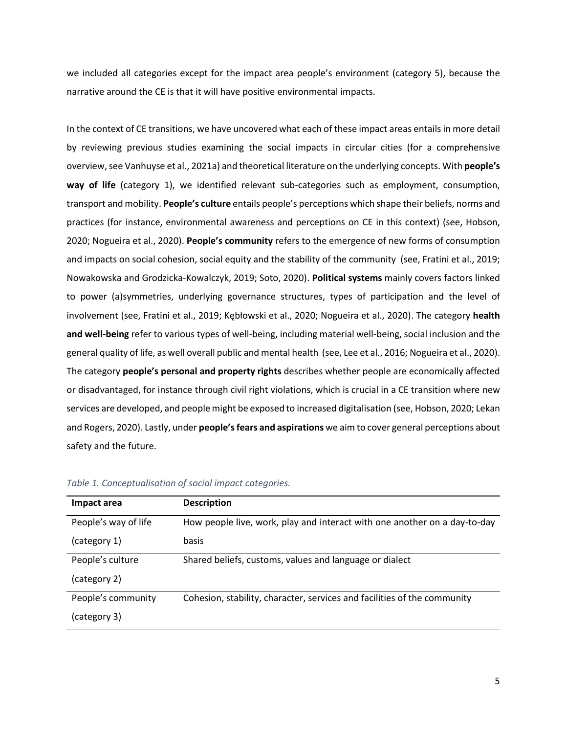we included all categories except for the impact area people's environment (category 5), because the narrative around the CE is that it will have positive environmental impacts.

In the context of CE transitions, we have uncovered what each of these impact areas entails in more detail by reviewing previous studies examining the social impacts in circular cities (for a comprehensive overview, see Vanhuyse et al., 2021a) and theoretical literature on the underlying concepts. With **people's way of life** (category 1), we identified relevant sub-categories such as employment, consumption, transport and mobility. **People's culture** entails people's perceptions which shape their beliefs, norms and practices (for instance, environmental awareness and perceptions on CE in this context) (see, Hobson, 2020; Nogueira et al., 2020). **People's community** refers to the emergence of new forms of consumption and impacts on social cohesion, social equity and the stability of the community (see, Fratini et al., 2019; Nowakowska and Grodzicka-Kowalczyk, 2019; Soto, 2020). **Political systems** mainly covers factors linked to power (a)symmetries, underlying governance structures, types of participation and the level of involvement (see, Fratini et al., 2019; Kębłowski et al., 2020; Nogueira et al., 2020). The category **health and well-being** refer to various types of well-being, including material well-being, social inclusion and the general quality of life, as well overall public and mental health (see, Lee et al., 2016; Nogueira et al., 2020). The category **people's personal and property rights** describes whether people are economically affected or disadvantaged, for instance through civil right violations, which is crucial in a CE transition where new services are developed, and people might be exposed to increased digitalisation (see, Hobson, 2020; Lekan and Rogers, 2020). Lastly, under **people's fears and aspirations** we aim to cover general perceptions about safety and the future.

*Table 1. Conceptualisation of social impact categories.*

| Impact area | Description |
|---|---|
| People's way of life (category 1) | How people live, work, play and interact with one another on a day-to-day basis |
| People's culture (category 2) | Shared beliefs, customs, values and language or dialect |
| People's community (category 3) | Cohesion, stability, character, services and facilities of the community |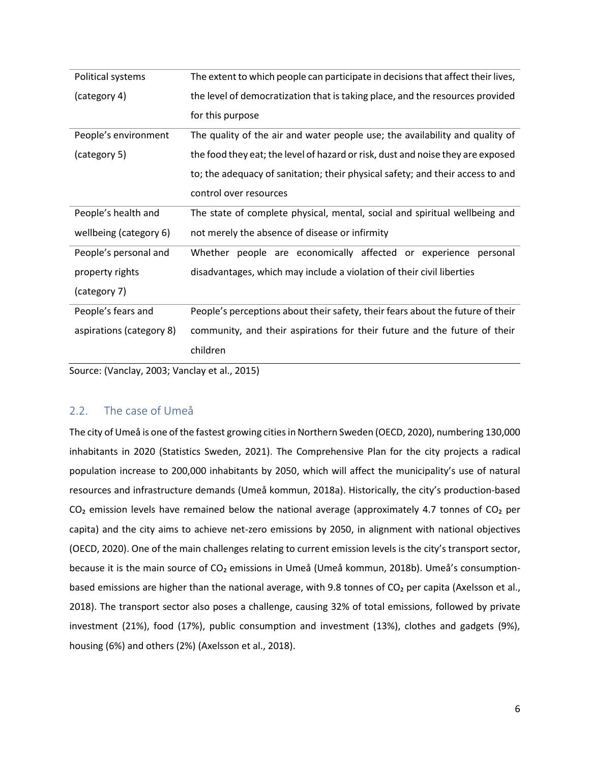| | |
|---|---|
| Political systems (category 4) | The extent to which people can participate in decisions that affect their lives, the level of democratization that is taking place, and the resources provided for this purpose |
| People's environment (category 5) | The quality of the air and water people use; the availability and quality of the food they eat; the level of hazard or risk, dust and noise they are exposed to; the adequacy of sanitation; their physical safety; and their access to and control over resources |
| People's health and wellbeing (category 6) | The state of complete physical, mental, social and spiritual wellbeing and not merely the absence of disease or infirmity |
| People's personal and property rights (category 7) | Whether people are economically affected or experience personal disadvantages, which may include a violation of their civil liberties |
| People's fears and aspirations (category 8) | People's perceptions about their safety, their fears about the future of their community, and their aspirations for their future and the future of their children |

Source: (Vanclay, 2003; Vanclay et al., 2015)

## 2.2. The case of Umeå

The city of Umeå is one of the fastest growing cities in Northern Sweden (OECD, 2020), numbering 130,000 inhabitants in 2020 (Statistics Sweden, 2021). The Comprehensive Plan for the city projects a radical population increase to 200,000 inhabitants by 2050, which will affect the municipality's use of natural resources and infrastructure demands (Umeå kommun, 2018a). Historically, the city's production-based $CO_2$ emission levels have remained below the national average (approximately 4.7 tonnes of $CO_2$ per capita) and the city aims to achieve net-zero emissions by 2050, in alignment with national objectives (OECD, 2020). One of the main challenges relating to current emission levels is the city's transport sector, because it is the main source of $CO_2$ emissions in Umeå (Umeå kommun, 2018b). Umeå's consumption-based emissions are higher than the national average, with 9.8 tonnes of $CO_2$ per capita (Axelsson et al., 2018). The transport sector also poses a challenge, causing 32% of total emissions, followed by private investment (21%), food (17%), public consumption and investment (13%), clothes and gadgets (9%), housing (6%) and others (2%) (Axelsson et al., 2018).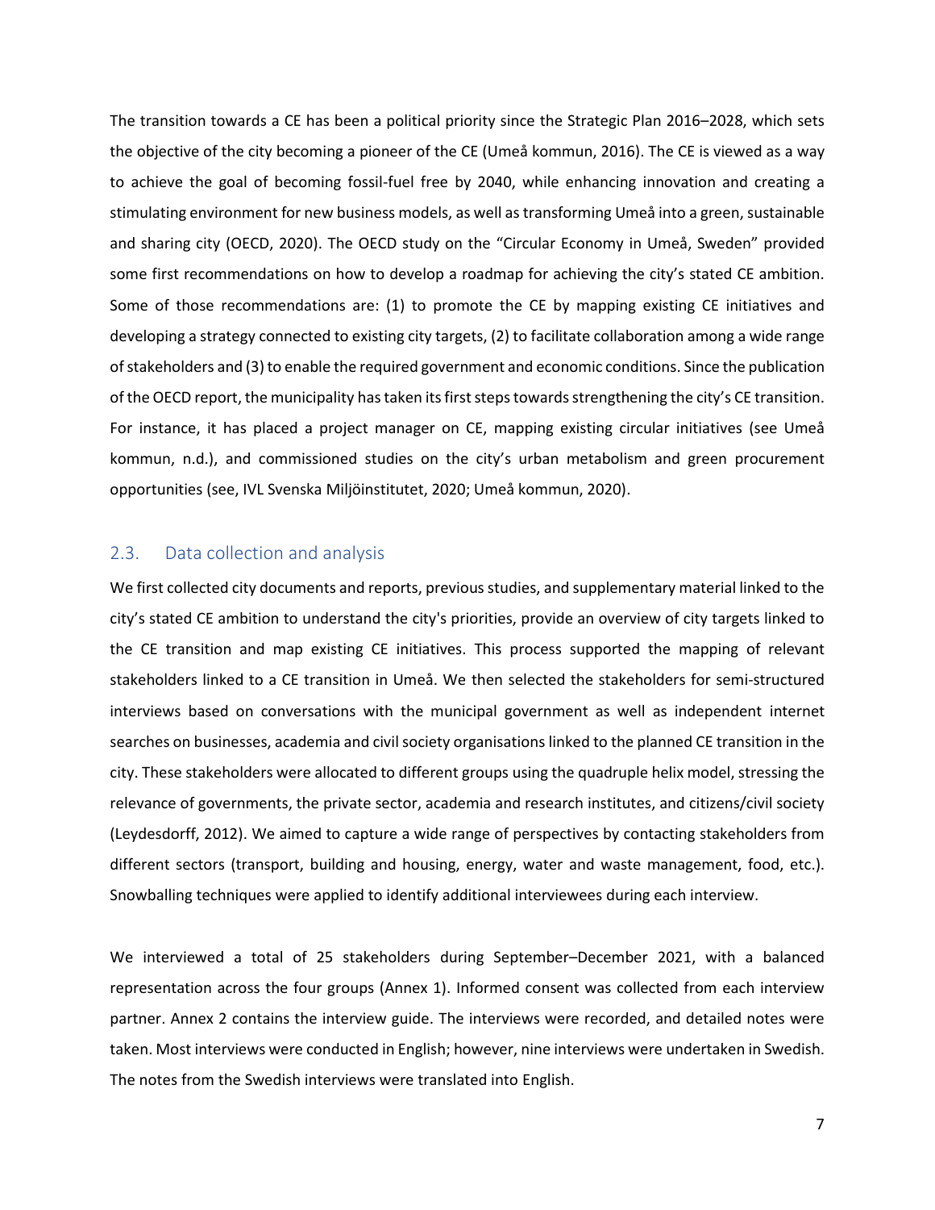The transition towards a CE has been a political priority since the Strategic Plan 2016–2028, which sets the objective of the city becoming a pioneer of the CE (Umeå kommun, 2016). The CE is viewed as a way to achieve the goal of becoming fossil-fuel free by 2040, while enhancing innovation and creating a stimulating environment for new business models, as well as transforming Umeå into a green, sustainable and sharing city (OECD, 2020). The OECD study on the "Circular Economy in Umeå, Sweden" provided some first recommendations on how to develop a roadmap for achieving the city's stated CE ambition. Some of those recommendations are: (1) to promote the CE by mapping existing CE initiatives and developing a strategy connected to existing city targets, (2) to facilitate collaboration among a wide range of stakeholders and (3) to enable the required government and economic conditions. Since the publication of the OECD report, the municipality has taken its first steps towards strengthening the city's CE transition. For instance, it has placed a project manager on CE, mapping existing circular initiatives (see Umeå kommun, n.d.), and commissioned studies on the city's urban metabolism and green procurement opportunities (see, IVL Svenska Miljöinstitutet, 2020; Umeå kommun, 2020).

## 2.3. Data collection and analysis

We first collected city documents and reports, previous studies, and supplementary material linked to the city's stated CE ambition to understand the city's priorities, provide an overview of city targets linked to the CE transition and map existing CE initiatives. This process supported the mapping of relevant stakeholders linked to a CE transition in Umeå. We then selected the stakeholders for semi-structured interviews based on conversations with the municipal government as well as independent internet searches on businesses, academia and civil society organisations linked to the planned CE transition in the city. These stakeholders were allocated to different groups using the quadruple helix model, stressing the relevance of governments, the private sector, academia and research institutes, and citizens/civil society (Leydesdorff, 2012). We aimed to capture a wide range of perspectives by contacting stakeholders from different sectors (transport, building and housing, energy, water and waste management, food, etc.). Snowballing techniques were applied to identify additional interviewees during each interview.

We interviewed a total of 25 stakeholders during September–December 2021, with a balanced representation across the four groups (Annex 1). Informed consent was collected from each interview partner. Annex 2 contains the interview guide. The interviews were recorded, and detailed notes were taken. Most interviews were conducted in English; however, nine interviews were undertaken in Swedish. The notes from the Swedish interviews were translated into English.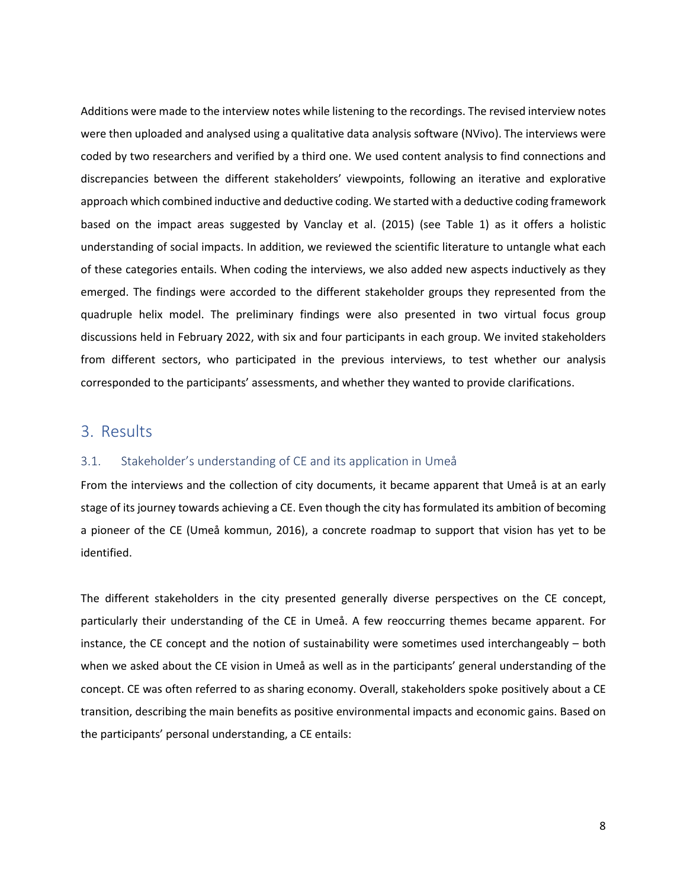Additions were made to the interview notes while listening to the recordings. The revised interview notes were then uploaded and analysed using a qualitative data analysis software (NVivo). The interviews were coded by two researchers and verified by a third one. We used content analysis to find connections and discrepancies between the different stakeholders' viewpoints, following an iterative and explorative approach which combined inductive and deductive coding. We started with a deductive coding framework based on the impact areas suggested by Vanclay et al. (2015) (see Table 1) as it offers a holistic understanding of social impacts. In addition, we reviewed the scientific literature to untangle what each of these categories entails. When coding the interviews, we also added new aspects inductively as they emerged. The findings were accorded to the different stakeholder groups they represented from the quadruple helix model. The preliminary findings were also presented in two virtual focus group discussions held in February 2022, with six and four participants in each group. We invited stakeholders from different sectors, who participated in the previous interviews, to test whether our analysis corresponded to the participants' assessments, and whether they wanted to provide clarifications.

# 3. Results

## 3.1. Stakeholder's understanding of CE and its application in Umeå

From the interviews and the collection of city documents, it became apparent that Umeå is at an early stage of its journey towards achieving a CE. Even though the city has formulated its ambition of becoming a pioneer of the CE (Umeå kommun, 2016), a concrete roadmap to support that vision has yet to be identified.

The different stakeholders in the city presented generally diverse perspectives on the CE concept, particularly their understanding of the CE in Umeå. A few reoccurring themes became apparent. For instance, the CE concept and the notion of sustainability were sometimes used interchangeably – both when we asked about the CE vision in Umeå as well as in the participants' general understanding of the concept. CE was often referred to as sharing economy. Overall, stakeholders spoke positively about a CE transition, describing the main benefits as positive environmental impacts and economic gains. Based on the participants' personal understanding, a CE entails: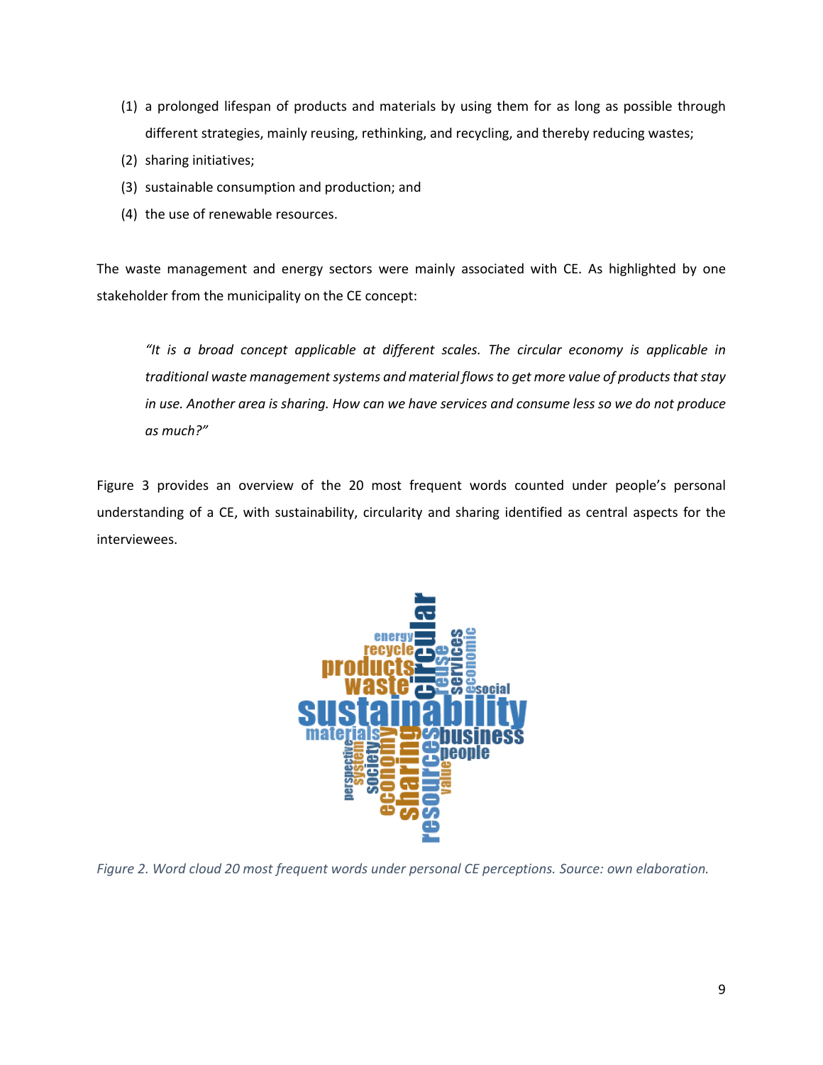(1) a prolonged lifespan of products and materials by using them for as long as possible through different strategies, mainly reusing, rethinking, and recycling, and thereby reducing wastes;
(2) sharing initiatives;
(3) sustainable consumption and production; and
(4) the use of renewable resources.

The waste management and energy sectors were mainly associated with CE. As highlighted by one stakeholder from the municipality on the CE concept:

> *"It is a broad concept applicable at different scales. The circular economy is applicable in traditional waste management systems and material flows to get more value of products that stay in use. Another area is sharing. How can we have services and consume less so we do not produce as much?"*

Figure 3 provides an overview of the 20 most frequent words counted under people's personal understanding of a CE, with sustainability, circularity and sharing identified as central aspects for the interviewees.

*Figure 2. Word cloud 20 most frequent words under personal CE perceptions. Source: own elaboration.*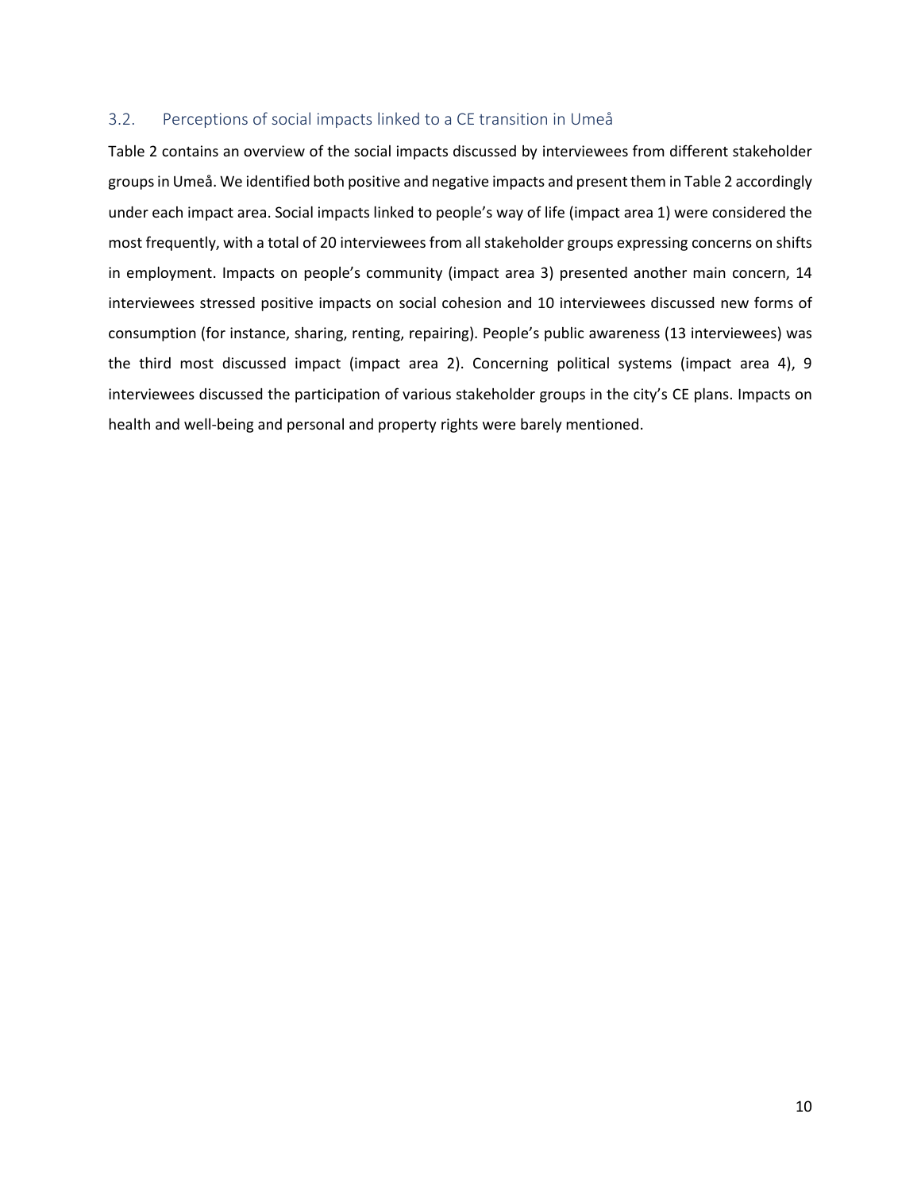### 3.2. Perceptions of social impacts linked to a CE transition in Umeå

Table 2 contains an overview of the social impacts discussed by interviewees from different stakeholder groups in Umeå. We identified both positive and negative impacts and present them in Table 2 accordingly under each impact area. Social impacts linked to people's way of life (impact area 1) were considered the most frequently, with a total of 20 interviewees from all stakeholder groups expressing concerns on shifts in employment. Impacts on people's community (impact area 3) presented another main concern, 14 interviewees stressed positive impacts on social cohesion and 10 interviewees discussed new forms of consumption (for instance, sharing, renting, repairing). People's public awareness (13 interviewees) was the third most discussed impact (impact area 2). Concerning political systems (impact area 4), 9 interviewees discussed the participation of various stakeholder groups in the city's CE plans. Impacts on health and well-being and personal and property rights were barely mentioned.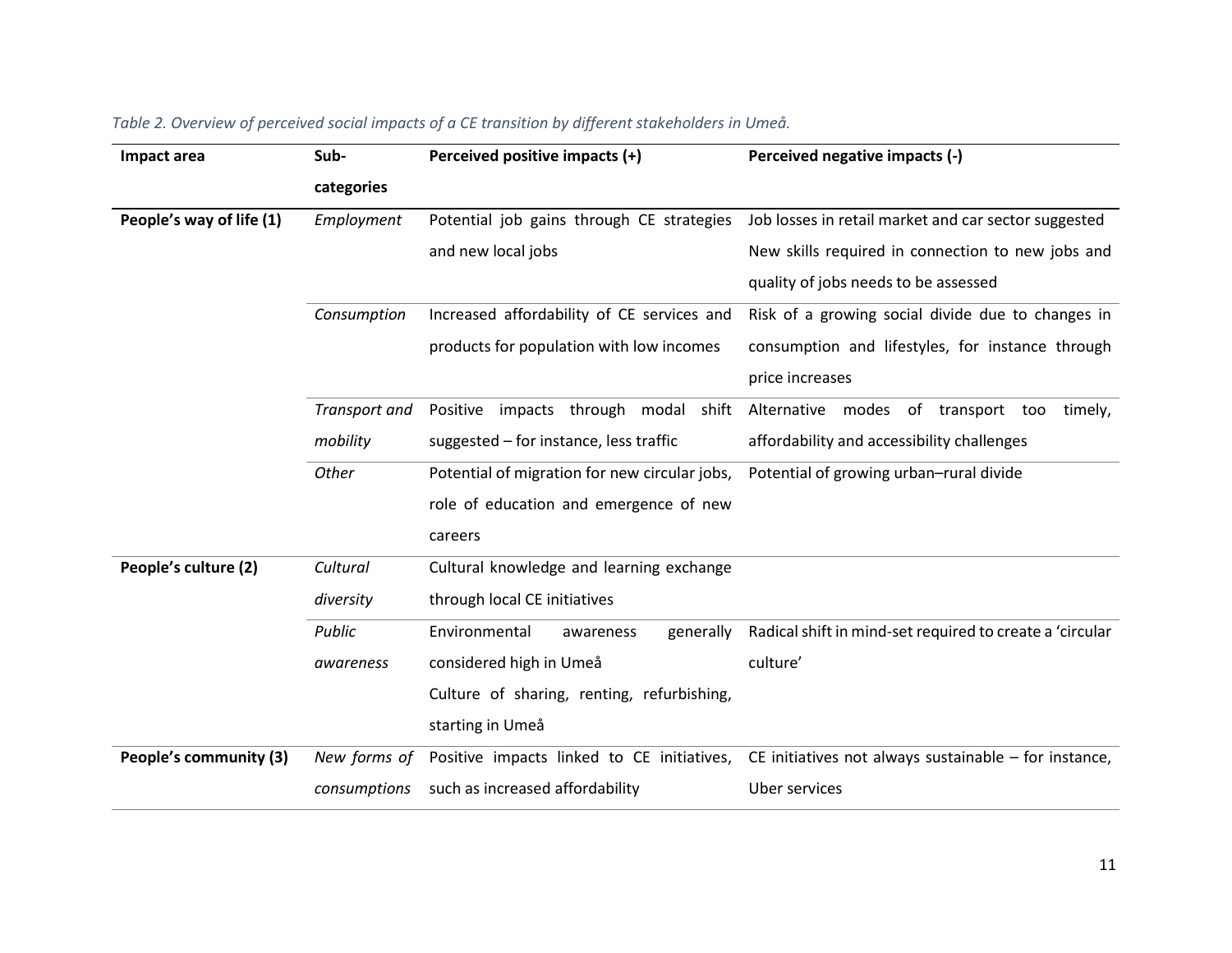*Table 2. Overview of perceived social impacts of a CE transition by different stakeholders in Umeå.*

| Impact area | Sub-categories | Perceived positive impacts (+) | Perceived negative impacts (-) |
|---|---|---|---|
| **People's way of life (1)** | *Employment* | Potential job gains through CE strategies and new local jobs | Job losses in retail market and car sector suggested<br>New skills required in connection to new jobs and quality of jobs needs to be assessed |
| | *Consumption* | Increased affordability of CE services and products for population with low incomes | Risk of a growing social divide due to changes in consumption and lifestyles, for instance through price increases |
| | *Transport and mobility* | Positive impacts through modal shift suggested – for instance, less traffic | Alternative modes of transport too timely, affordability and accessibility challenges |
| | *Other* | Potential of migration for new circular jobs, role of education and emergence of new careers | Potential of growing urban–rural divide |
| **People's culture (2)** | *Cultural diversity* | Cultural knowledge and learning exchange through local CE initiatives | |
| | *Public awareness* | Environmental awareness generally considered high in Umeå<br>Culture of sharing, renting, refurbishing, starting in Umeå | Radical shift in mind-set required to create a 'circular culture' |
| **People's community (3)** | *New forms of consumptions* | Positive impacts linked to CE initiatives, such as increased affordability | CE initiatives not always sustainable – for instance, Uber services |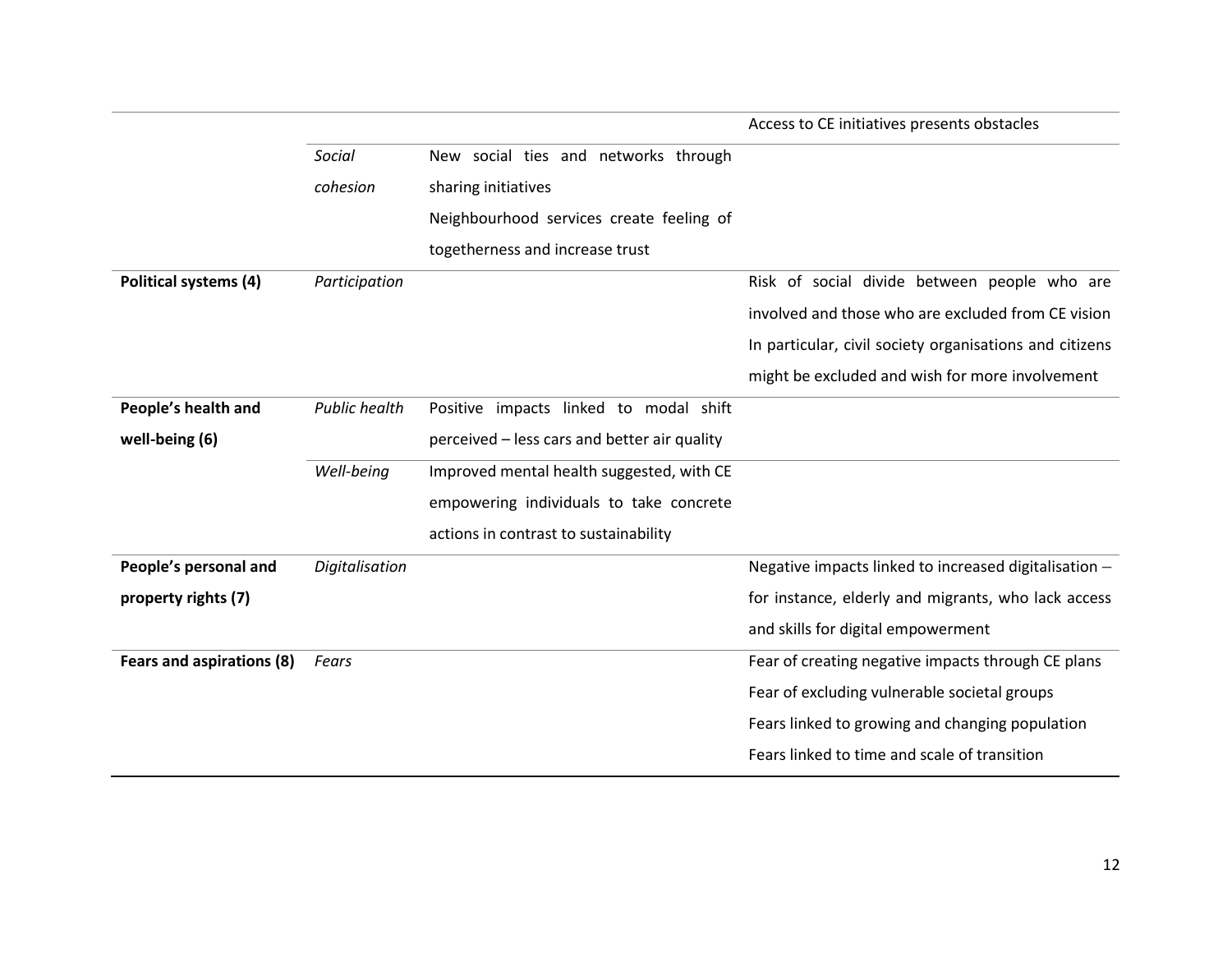| | | | |
|---|---|---|---|
| | | | Access to CE initiatives presents obstacles |
| | *Social cohesion* | New social ties and networks through sharing initiatives<br>Neighbourhood services create feeling of togetherness and increase trust | |
| **Political systems (4)** | *Participation* | | Risk of social divide between people who are involved and those who are excluded from CE vision<br>In particular, civil society organisations and citizens might be excluded and wish for more involvement |
| **People's health and well-being (6)** | *Public health* | Positive impacts linked to modal shift perceived – less cars and better air quality | |
| | *Well-being* | Improved mental health suggested, with CE empowering individuals to take concrete actions in contrast to sustainability | |
| **People's personal and property rights (7)** | *Digitalisation* | | Negative impacts linked to increased digitalisation – for instance, elderly and migrants, who lack access and skills for digital empowerment |
| **Fears and aspirations (8)** | *Fears* | | Fear of creating negative impacts through CE plans<br>Fear of excluding vulnerable societal groups<br>Fears linked to growing and changing population<br>Fears linked to time and scale of transition |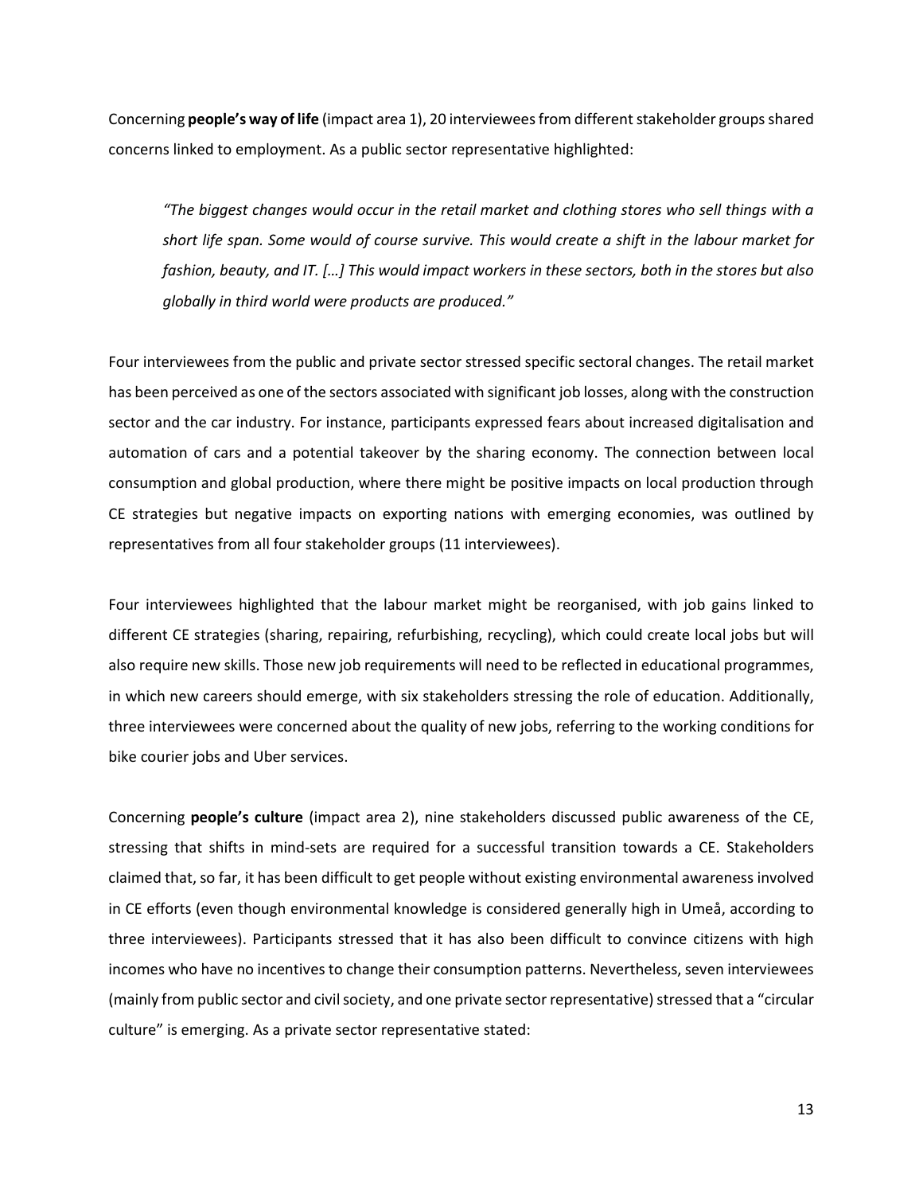Concerning **people's way of life** (impact area 1), 20 interviewees from different stakeholder groups shared concerns linked to employment. As a public sector representative highlighted:

> *"The biggest changes would occur in the retail market and clothing stores who sell things with a short life span. Some would of course survive. This would create a shift in the labour market for fashion, beauty, and IT. […] This would impact workers in these sectors, both in the stores but also globally in third world were products are produced."*

Four interviewees from the public and private sector stressed specific sectoral changes. The retail market has been perceived as one of the sectors associated with significant job losses, along with the construction sector and the car industry. For instance, participants expressed fears about increased digitalisation and automation of cars and a potential takeover by the sharing economy. The connection between local consumption and global production, where there might be positive impacts on local production through CE strategies but negative impacts on exporting nations with emerging economies, was outlined by representatives from all four stakeholder groups (11 interviewees).

Four interviewees highlighted that the labour market might be reorganised, with job gains linked to different CE strategies (sharing, repairing, refurbishing, recycling), which could create local jobs but will also require new skills. Those new job requirements will need to be reflected in educational programmes, in which new careers should emerge, with six stakeholders stressing the role of education. Additionally, three interviewees were concerned about the quality of new jobs, referring to the working conditions for bike courier jobs and Uber services.

Concerning **people's culture** (impact area 2), nine stakeholders discussed public awareness of the CE, stressing that shifts in mind-sets are required for a successful transition towards a CE. Stakeholders claimed that, so far, it has been difficult to get people without existing environmental awareness involved in CE efforts (even though environmental knowledge is considered generally high in Umeå, according to three interviewees). Participants stressed that it has also been difficult to convince citizens with high incomes who have no incentives to change their consumption patterns. Nevertheless, seven interviewees (mainly from public sector and civil society, and one private sector representative) stressed that a "circular culture" is emerging. As a private sector representative stated: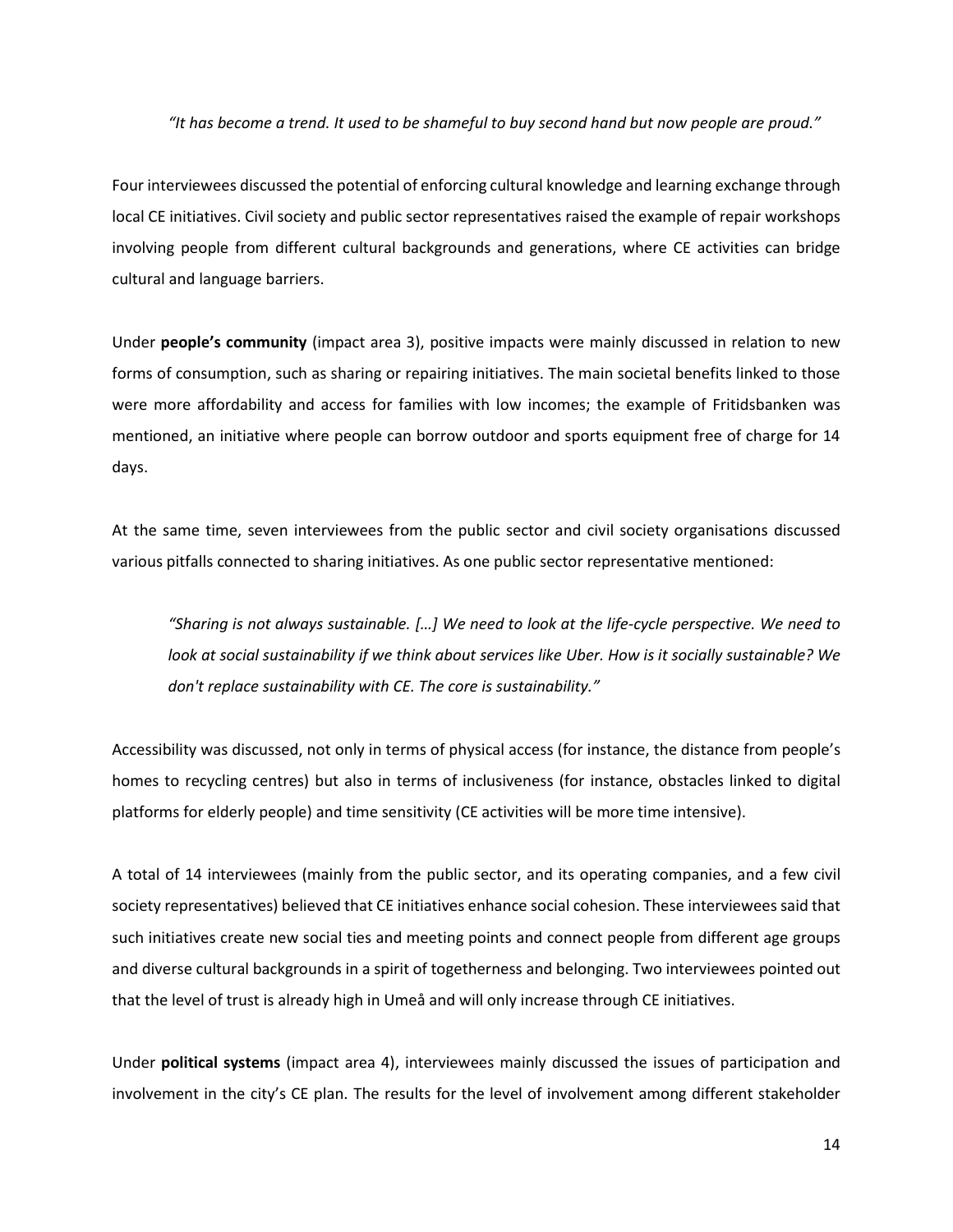> *"It has become a trend. It used to be shameful to buy second hand but now people are proud."*

Four interviewees discussed the potential of enforcing cultural knowledge and learning exchange through local CE initiatives. Civil society and public sector representatives raised the example of repair workshops involving people from different cultural backgrounds and generations, where CE activities can bridge cultural and language barriers.

Under **people's community** (impact area 3), positive impacts were mainly discussed in relation to new forms of consumption, such as sharing or repairing initiatives. The main societal benefits linked to those were more affordability and access for families with low incomes; the example of Fritidsbanken was mentioned, an initiative where people can borrow outdoor and sports equipment free of charge for 14 days.

At the same time, seven interviewees from the public sector and civil society organisations discussed various pitfalls connected to sharing initiatives. As one public sector representative mentioned:

> *"Sharing is not always sustainable. […] We need to look at the life-cycle perspective. We need to look at social sustainability if we think about services like Uber. How is it socially sustainable? We don't replace sustainability with CE. The core is sustainability."*

Accessibility was discussed, not only in terms of physical access (for instance, the distance from people's homes to recycling centres) but also in terms of inclusiveness (for instance, obstacles linked to digital platforms for elderly people) and time sensitivity (CE activities will be more time intensive).

A total of 14 interviewees (mainly from the public sector, and its operating companies, and a few civil society representatives) believed that CE initiatives enhance social cohesion. These interviewees said that such initiatives create new social ties and meeting points and connect people from different age groups and diverse cultural backgrounds in a spirit of togetherness and belonging. Two interviewees pointed out that the level of trust is already high in Umeå and will only increase through CE initiatives.

Under **political systems** (impact area 4), interviewees mainly discussed the issues of participation and involvement in the city's CE plan. The results for the level of involvement among different stakeholder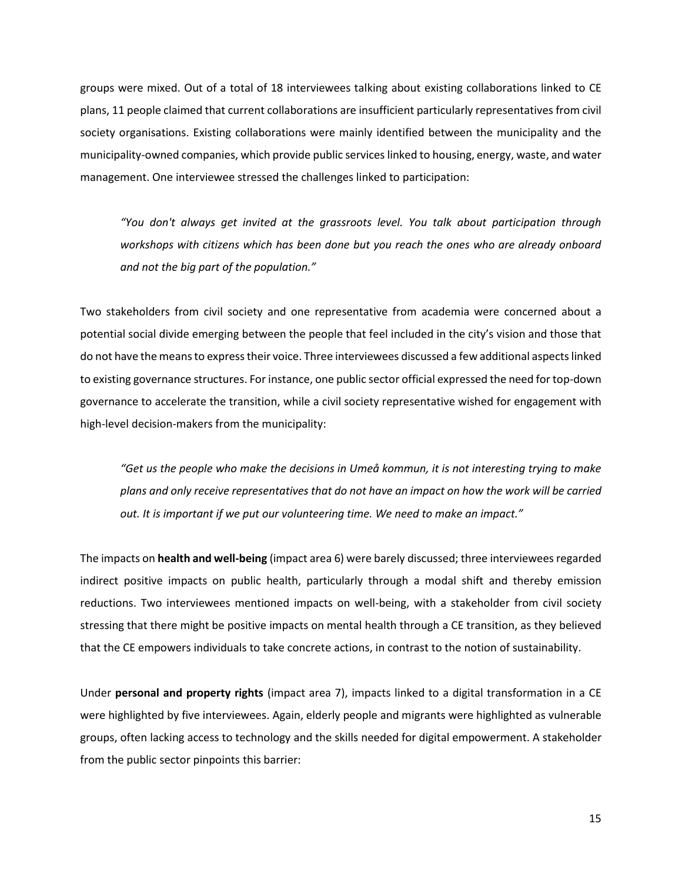groups were mixed. Out of a total of 18 interviewees talking about existing collaborations linked to CE plans, 11 people claimed that current collaborations are insufficient particularly representatives from civil society organisations. Existing collaborations were mainly identified between the municipality and the municipality-owned companies, which provide public services linked to housing, energy, waste, and water management. One interviewee stressed the challenges linked to participation:

> *"You don't always get invited at the grassroots level. You talk about participation through workshops with citizens which has been done but you reach the ones who are already onboard and not the big part of the population."*

Two stakeholders from civil society and one representative from academia were concerned about a potential social divide emerging between the people that feel included in the city's vision and those that do not have the means to express their voice. Three interviewees discussed a few additional aspects linked to existing governance structures. For instance, one public sector official expressed the need for top-down governance to accelerate the transition, while a civil society representative wished for engagement with high-level decision-makers from the municipality:

> *"Get us the people who make the decisions in Umeå kommun, it is not interesting trying to make plans and only receive representatives that do not have an impact on how the work will be carried out. It is important if we put our volunteering time. We need to make an impact."*

The impacts on **health and well-being** (impact area 6) were barely discussed; three interviewees regarded indirect positive impacts on public health, particularly through a modal shift and thereby emission reductions. Two interviewees mentioned impacts on well-being, with a stakeholder from civil society stressing that there might be positive impacts on mental health through a CE transition, as they believed that the CE empowers individuals to take concrete actions, in contrast to the notion of sustainability.

Under **personal and property rights** (impact area 7), impacts linked to a digital transformation in a CE were highlighted by five interviewees. Again, elderly people and migrants were highlighted as vulnerable groups, often lacking access to technology and the skills needed for digital empowerment. A stakeholder from the public sector pinpoints this barrier: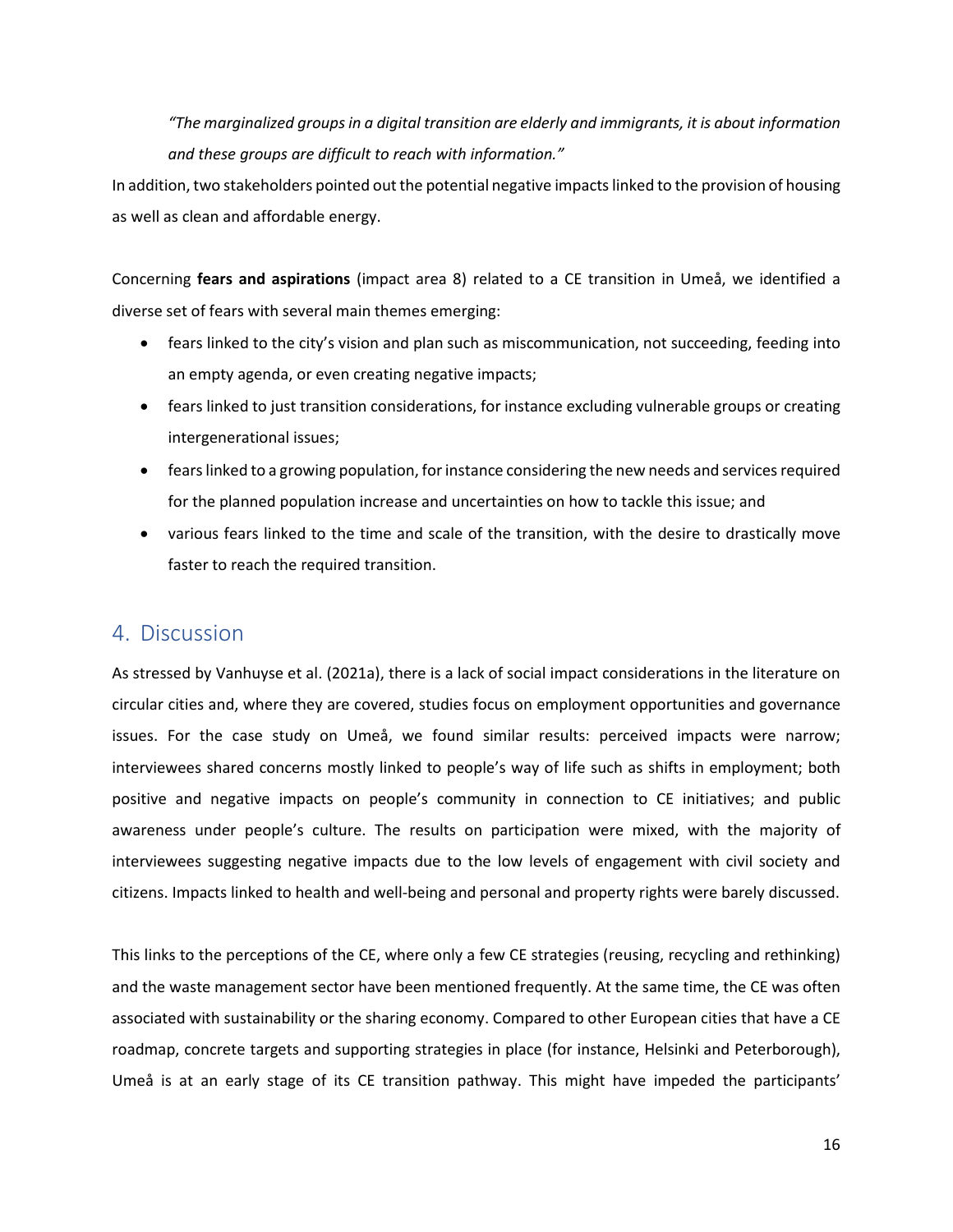*"The marginalized groups in a digital transition are elderly and immigrants, it is about information and these groups are difficult to reach with information."*

In addition, two stakeholders pointed out the potential negative impacts linked to the provision of housing as well as clean and affordable energy.

Concerning **fears and aspirations** (impact area 8) related to a CE transition in Umeå, we identified a diverse set of fears with several main themes emerging:

- fears linked to the city's vision and plan such as miscommunication, not succeeding, feeding into an empty agenda, or even creating negative impacts;
- fears linked to just transition considerations, for instance excluding vulnerable groups or creating intergenerational issues;
- fears linked to a growing population, for instance considering the new needs and services required for the planned population increase and uncertainties on how to tackle this issue; and
- various fears linked to the time and scale of the transition, with the desire to drastically move faster to reach the required transition.

## 4. Discussion

As stressed by Vanhuyse et al. (2021a), there is a lack of social impact considerations in the literature on circular cities and, where they are covered, studies focus on employment opportunities and governance issues. For the case study on Umeå, we found similar results: perceived impacts were narrow; interviewees shared concerns mostly linked to people's way of life such as shifts in employment; both positive and negative impacts on people's community in connection to CE initiatives; and public awareness under people's culture. The results on participation were mixed, with the majority of interviewees suggesting negative impacts due to the low levels of engagement with civil society and citizens. Impacts linked to health and well-being and personal and property rights were barely discussed.

This links to the perceptions of the CE, where only a few CE strategies (reusing, recycling and rethinking) and the waste management sector have been mentioned frequently. At the same time, the CE was often associated with sustainability or the sharing economy. Compared to other European cities that have a CE roadmap, concrete targets and supporting strategies in place (for instance, Helsinki and Peterborough), Umeå is at an early stage of its CE transition pathway. This might have impeded the participants'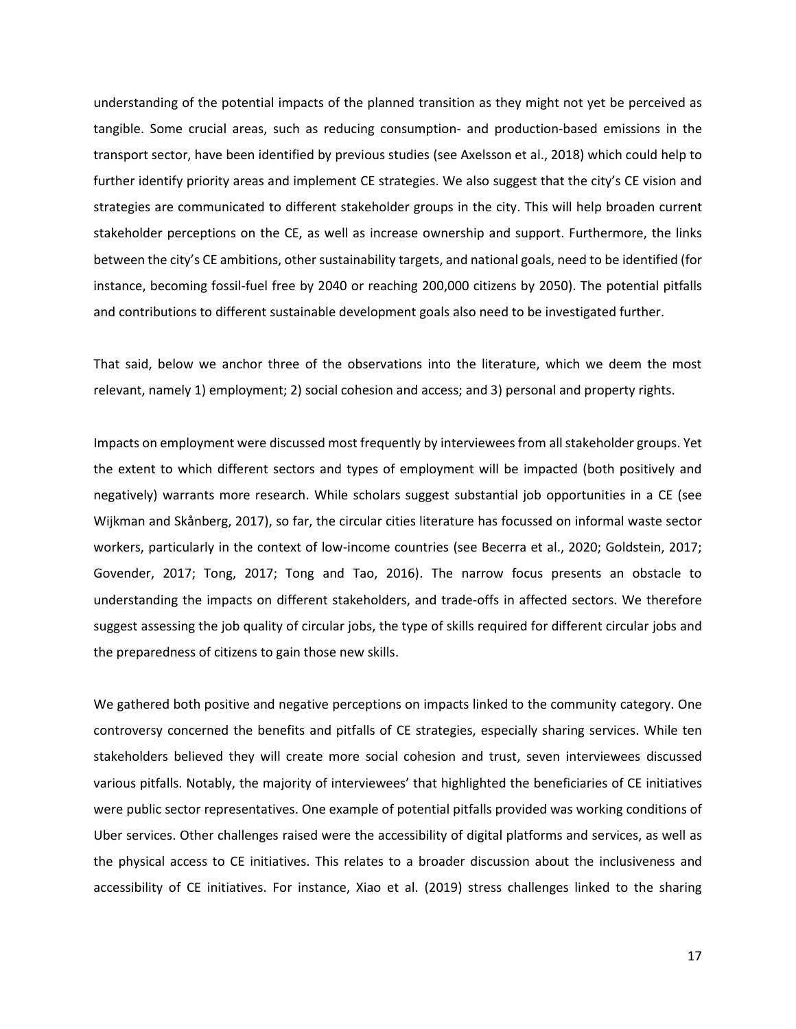understanding of the potential impacts of the planned transition as they might not yet be perceived as tangible. Some crucial areas, such as reducing consumption- and production-based emissions in the transport sector, have been identified by previous studies (see Axelsson et al., 2018) which could help to further identify priority areas and implement CE strategies. We also suggest that the city's CE vision and strategies are communicated to different stakeholder groups in the city. This will help broaden current stakeholder perceptions on the CE, as well as increase ownership and support. Furthermore, the links between the city's CE ambitions, other sustainability targets, and national goals, need to be identified (for instance, becoming fossil-fuel free by 2040 or reaching 200,000 citizens by 2050). The potential pitfalls and contributions to different sustainable development goals also need to be investigated further.

That said, below we anchor three of the observations into the literature, which we deem the most relevant, namely 1) employment; 2) social cohesion and access; and 3) personal and property rights.

Impacts on employment were discussed most frequently by interviewees from all stakeholder groups. Yet the extent to which different sectors and types of employment will be impacted (both positively and negatively) warrants more research. While scholars suggest substantial job opportunities in a CE (see Wijkman and Skånberg, 2017), so far, the circular cities literature has focussed on informal waste sector workers, particularly in the context of low-income countries (see Becerra et al., 2020; Goldstein, 2017; Govender, 2017; Tong, 2017; Tong and Tao, 2016). The narrow focus presents an obstacle to understanding the impacts on different stakeholders, and trade-offs in affected sectors. We therefore suggest assessing the job quality of circular jobs, the type of skills required for different circular jobs and the preparedness of citizens to gain those new skills.

We gathered both positive and negative perceptions on impacts linked to the community category. One controversy concerned the benefits and pitfalls of CE strategies, especially sharing services. While ten stakeholders believed they will create more social cohesion and trust, seven interviewees discussed various pitfalls. Notably, the majority of interviewees' that highlighted the beneficiaries of CE initiatives were public sector representatives. One example of potential pitfalls provided was working conditions of Uber services. Other challenges raised were the accessibility of digital platforms and services, as well as the physical access to CE initiatives. This relates to a broader discussion about the inclusiveness and accessibility of CE initiatives. For instance, Xiao et al. (2019) stress challenges linked to the sharing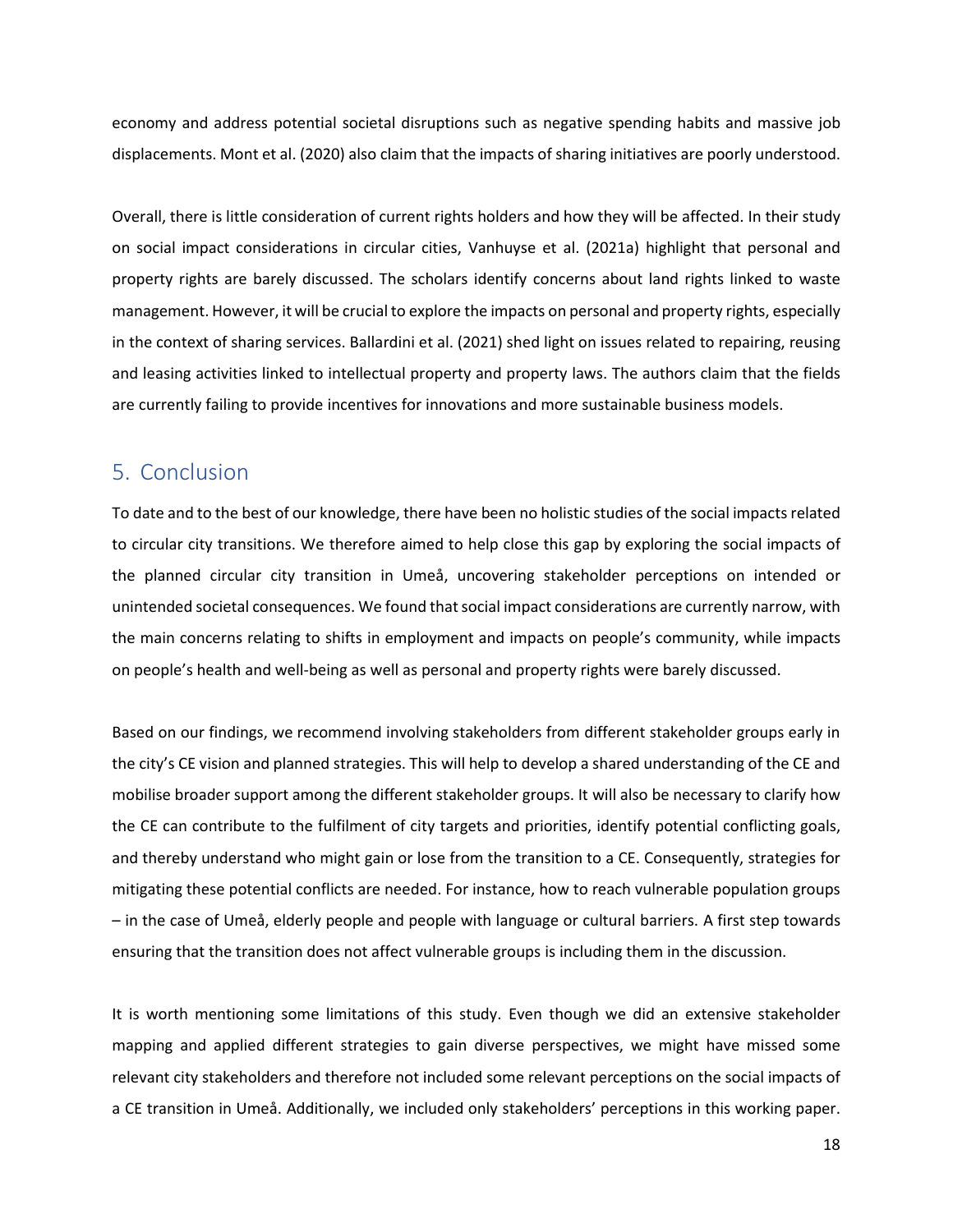economy and address potential societal disruptions such as negative spending habits and massive job displacements. Mont et al. (2020) also claim that the impacts of sharing initiatives are poorly understood.

Overall, there is little consideration of current rights holders and how they will be affected. In their study on social impact considerations in circular cities, Vanhuyse et al. (2021a) highlight that personal and property rights are barely discussed. The scholars identify concerns about land rights linked to waste management. However, it will be crucial to explore the impacts on personal and property rights, especially in the context of sharing services. Ballardini et al. (2021) shed light on issues related to repairing, reusing and leasing activities linked to intellectual property and property laws. The authors claim that the fields are currently failing to provide incentives for innovations and more sustainable business models.

## 5. Conclusion

To date and to the best of our knowledge, there have been no holistic studies of the social impacts related to circular city transitions. We therefore aimed to help close this gap by exploring the social impacts of the planned circular city transition in Umeå, uncovering stakeholder perceptions on intended or unintended societal consequences. We found that social impact considerations are currently narrow, with the main concerns relating to shifts in employment and impacts on people's community, while impacts on people's health and well-being as well as personal and property rights were barely discussed.

Based on our findings, we recommend involving stakeholders from different stakeholder groups early in the city's CE vision and planned strategies. This will help to develop a shared understanding of the CE and mobilise broader support among the different stakeholder groups. It will also be necessary to clarify how the CE can contribute to the fulfilment of city targets and priorities, identify potential conflicting goals, and thereby understand who might gain or lose from the transition to a CE. Consequently, strategies for mitigating these potential conflicts are needed. For instance, how to reach vulnerable population groups – in the case of Umeå, elderly people and people with language or cultural barriers. A first step towards ensuring that the transition does not affect vulnerable groups is including them in the discussion.

It is worth mentioning some limitations of this study. Even though we did an extensive stakeholder mapping and applied different strategies to gain diverse perspectives, we might have missed some relevant city stakeholders and therefore not included some relevant perceptions on the social impacts of a CE transition in Umeå. Additionally, we included only stakeholders' perceptions in this working paper.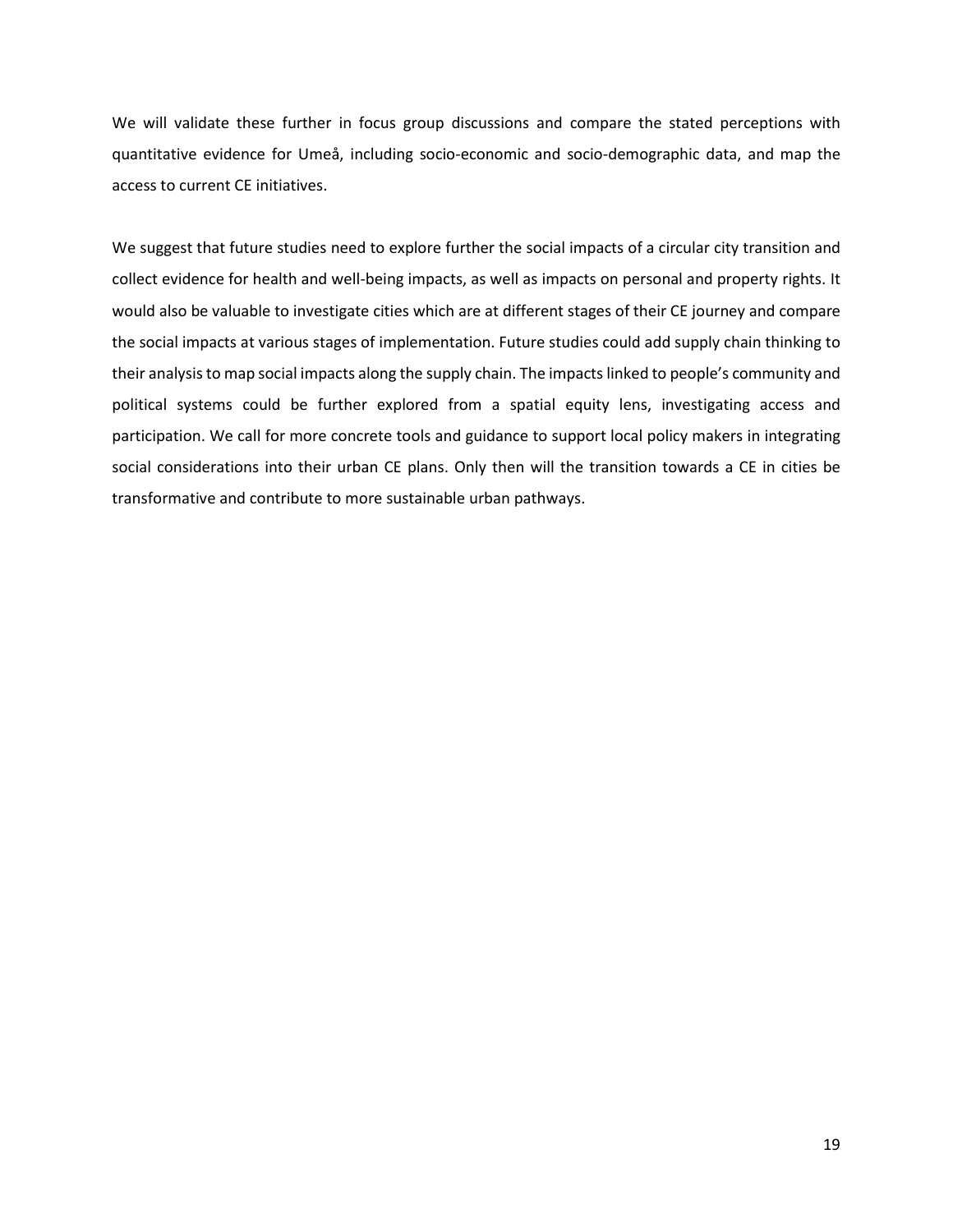We will validate these further in focus group discussions and compare the stated perceptions with quantitative evidence for Umeå, including socio-economic and socio-demographic data, and map the access to current CE initiatives.

We suggest that future studies need to explore further the social impacts of a circular city transition and collect evidence for health and well-being impacts, as well as impacts on personal and property rights. It would also be valuable to investigate cities which are at different stages of their CE journey and compare the social impacts at various stages of implementation. Future studies could add supply chain thinking to their analysis to map social impacts along the supply chain. The impacts linked to people's community and political systems could be further explored from a spatial equity lens, investigating access and participation. We call for more concrete tools and guidance to support local policy makers in integrating social considerations into their urban CE plans. Only then will the transition towards a CE in cities be transformative and contribute to more sustainable urban pathways.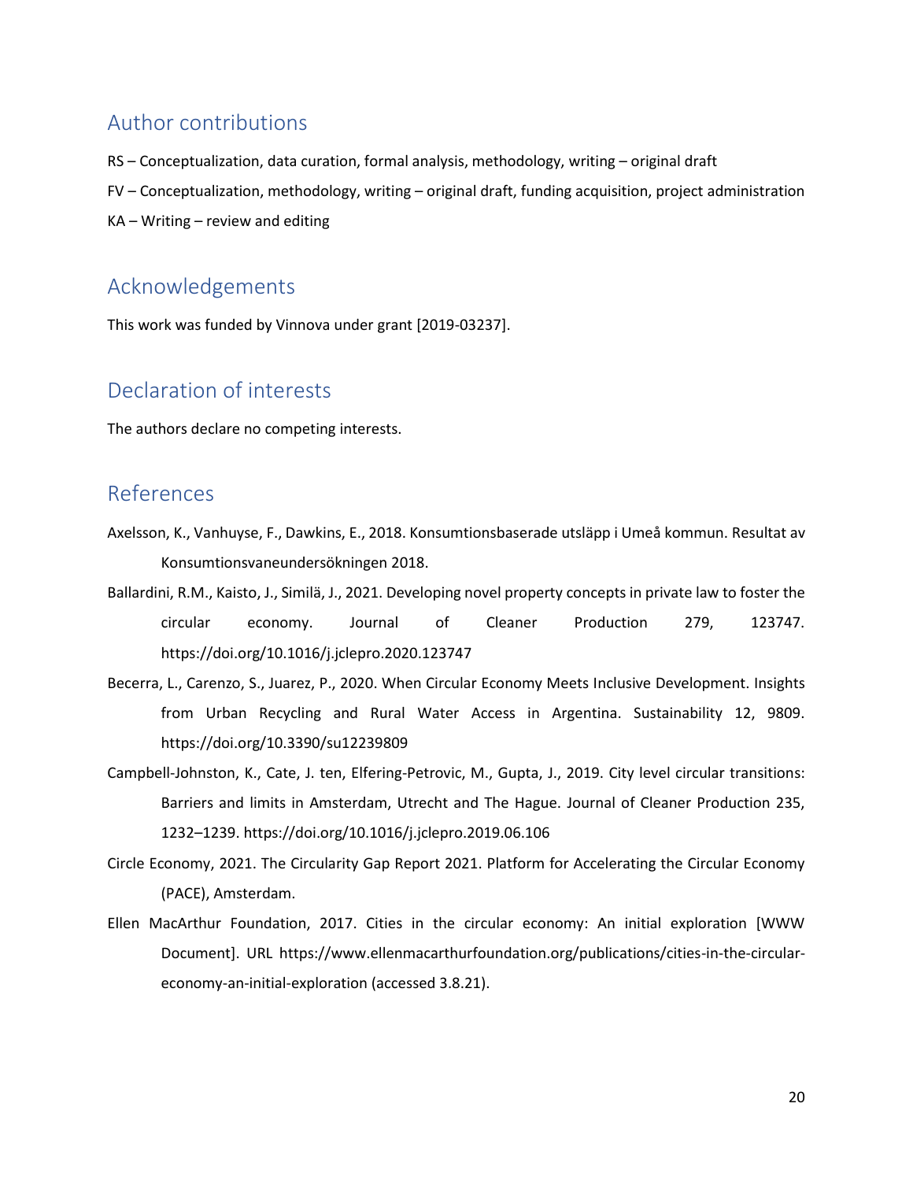## Author contributions

RS – Conceptualization, data curation, formal analysis, methodology, writing – original draft

FV – Conceptualization, methodology, writing – original draft, funding acquisition, project administration

KA – Writing – review and editing

## Acknowledgements

This work was funded by Vinnova under grant [2019-03237].

## Declaration of interests

The authors declare no competing interests.

## References

Axelsson, K., Vanhuyse, F., Dawkins, E., 2018. Konsumtionsbaserade utsläpp i Umeå kommun. Resultat av Konsumtionsvaneundersökningen 2018.

Ballardini, R.M., Kaisto, J., Similä, J., 2021. Developing novel property concepts in private law to foster the circular economy. Journal of Cleaner Production 279, 123747. https://doi.org/10.1016/j.jclepro.2020.123747

Becerra, L., Carenzo, S., Juarez, P., 2020. When Circular Economy Meets Inclusive Development. Insights from Urban Recycling and Rural Water Access in Argentina. Sustainability 12, 9809. https://doi.org/10.3390/su12239809

Campbell-Johnston, K., Cate, J. ten, Elfering-Petrovic, M., Gupta, J., 2019. City level circular transitions: Barriers and limits in Amsterdam, Utrecht and The Hague. Journal of Cleaner Production 235, 1232–1239. https://doi.org/10.1016/j.jclepro.2019.06.106

Circle Economy, 2021. The Circularity Gap Report 2021. Platform for Accelerating the Circular Economy (PACE), Amsterdam.

Ellen MacArthur Foundation, 2017. Cities in the circular economy: An initial exploration [WWW Document]. URL https://www.ellenmacarthurfoundation.org/publications/cities-in-the-circular-economy-an-initial-exploration (accessed 3.8.21).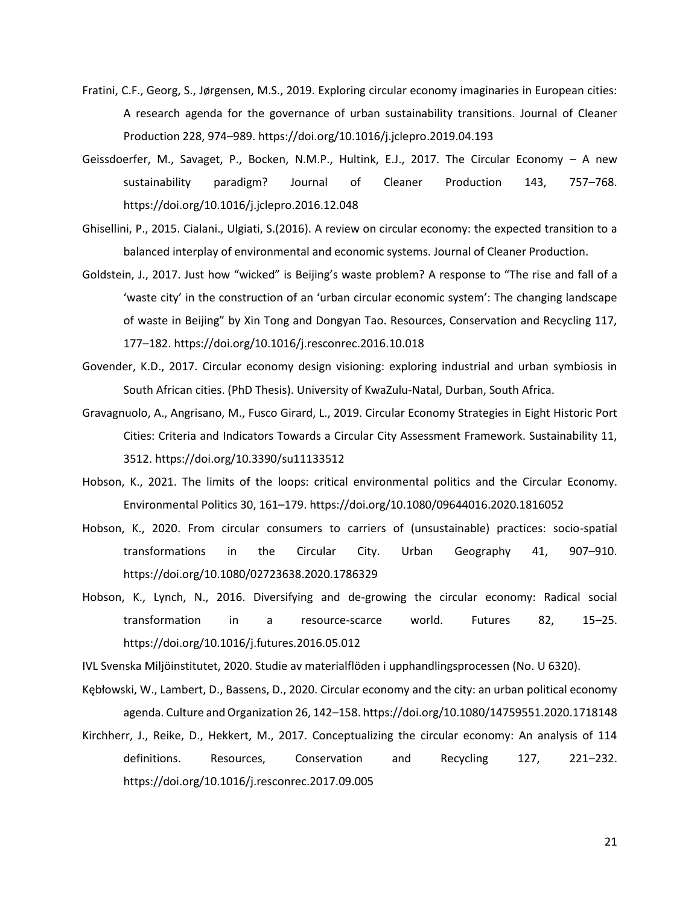Fratini, C.F., Georg, S., Jørgensen, M.S., 2019. Exploring circular economy imaginaries in European cities: A research agenda for the governance of urban sustainability transitions. Journal of Cleaner Production 228, 974–989. https://doi.org/10.1016/j.jclepro.2019.04.193

Geissdoerfer, M., Savaget, P., Bocken, N.M.P., Hultink, E.J., 2017. The Circular Economy – A new sustainability paradigm? Journal of Cleaner Production 143, 757–768. https://doi.org/10.1016/j.jclepro.2016.12.048

Ghisellini, P., 2015. Cialani., Ulgiati, S.(2016). A review on circular economy: the expected transition to a balanced interplay of environmental and economic systems. Journal of Cleaner Production.

Goldstein, J., 2017. Just how "wicked" is Beijing's waste problem? A response to "The rise and fall of a 'waste city' in the construction of an 'urban circular economic system': The changing landscape of waste in Beijing" by Xin Tong and Dongyan Tao. Resources, Conservation and Recycling 117, 177–182. https://doi.org/10.1016/j.resconrec.2016.10.018

Govender, K.D., 2017. Circular economy design visioning: exploring industrial and urban symbiosis in South African cities. (PhD Thesis). University of KwaZulu-Natal, Durban, South Africa.

Gravagnuolo, A., Angrisano, M., Fusco Girard, L., 2019. Circular Economy Strategies in Eight Historic Port Cities: Criteria and Indicators Towards a Circular City Assessment Framework. Sustainability 11, 3512. https://doi.org/10.3390/su11133512

Hobson, K., 2021. The limits of the loops: critical environmental politics and the Circular Economy. Environmental Politics 30, 161–179. https://doi.org/10.1080/09644016.2020.1816052

Hobson, K., 2020. From circular consumers to carriers of (unsustainable) practices: socio-spatial transformations in the Circular City. Urban Geography 41, 907–910. https://doi.org/10.1080/02723638.2020.1786329

Hobson, K., Lynch, N., 2016. Diversifying and de-growing the circular economy: Radical social transformation in a resource-scarce world. Futures 82, 15–25. https://doi.org/10.1016/j.futures.2016.05.012

IVL Svenska Miljöinstitutet, 2020. Studie av materialflöden i upphandlingsprocessen (No. U 6320).

Kębłowski, W., Lambert, D., Bassens, D., 2020. Circular economy and the city: an urban political economy agenda. Culture and Organization 26, 142–158. https://doi.org/10.1080/14759551.2020.1718148

Kirchherr, J., Reike, D., Hekkert, M., 2017. Conceptualizing the circular economy: An analysis of 114 definitions. Resources, Conservation and Recycling 127, 221–232. https://doi.org/10.1016/j.resconrec.2017.09.005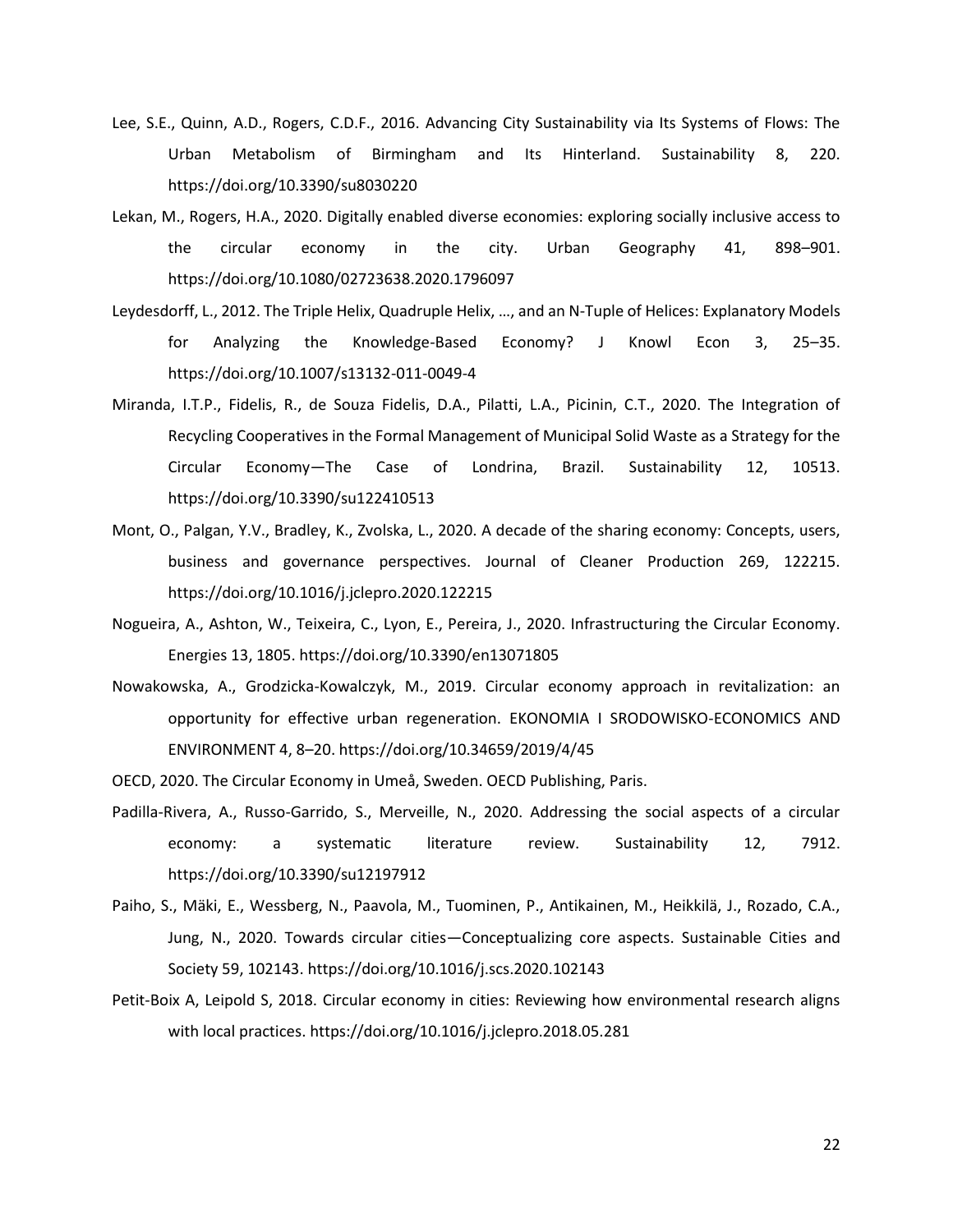Lee, S.E., Quinn, A.D., Rogers, C.D.F., 2016. Advancing City Sustainability via Its Systems of Flows: The Urban Metabolism of Birmingham and Its Hinterland. Sustainability 8, 220. https://doi.org/10.3390/su8030220

Lekan, M., Rogers, H.A., 2020. Digitally enabled diverse economies: exploring socially inclusive access to the circular economy in the city. Urban Geography 41, 898–901. https://doi.org/10.1080/02723638.2020.1796097

Leydesdorff, L., 2012. The Triple Helix, Quadruple Helix, …, and an N-Tuple of Helices: Explanatory Models for Analyzing the Knowledge-Based Economy? J Knowl Econ 3, 25–35. https://doi.org/10.1007/s13132-011-0049-4

Miranda, I.T.P., Fidelis, R., de Souza Fidelis, D.A., Pilatti, L.A., Picinin, C.T., 2020. The Integration of Recycling Cooperatives in the Formal Management of Municipal Solid Waste as a Strategy for the Circular Economy—The Case of Londrina, Brazil. Sustainability 12, 10513. https://doi.org/10.3390/su122410513

Mont, O., Palgan, Y.V., Bradley, K., Zvolska, L., 2020. A decade of the sharing economy: Concepts, users, business and governance perspectives. Journal of Cleaner Production 269, 122215. https://doi.org/10.1016/j.jclepro.2020.122215

Nogueira, A., Ashton, W., Teixeira, C., Lyon, E., Pereira, J., 2020. Infrastructuring the Circular Economy. Energies 13, 1805. https://doi.org/10.3390/en13071805

Nowakowska, A., Grodzicka-Kowalczyk, M., 2019. Circular economy approach in revitalization: an opportunity for effective urban regeneration. EKONOMIA I SRODOWISKO-ECONOMICS AND ENVIRONMENT 4, 8–20. https://doi.org/10.34659/2019/4/45

OECD, 2020. The Circular Economy in Umeå, Sweden. OECD Publishing, Paris.

Padilla-Rivera, A., Russo-Garrido, S., Merveille, N., 2020. Addressing the social aspects of a circular economy: a systematic literature review. Sustainability 12, 7912. https://doi.org/10.3390/su12197912

Paiho, S., Mäki, E., Wessberg, N., Paavola, M., Tuominen, P., Antikainen, M., Heikkilä, J., Rozado, C.A., Jung, N., 2020. Towards circular cities—Conceptualizing core aspects. Sustainable Cities and Society 59, 102143. https://doi.org/10.1016/j.scs.2020.102143

Petit-Boix A, Leipold S, 2018. Circular economy in cities: Reviewing how environmental research aligns with local practices. https://doi.org/10.1016/j.jclepro.2018.05.281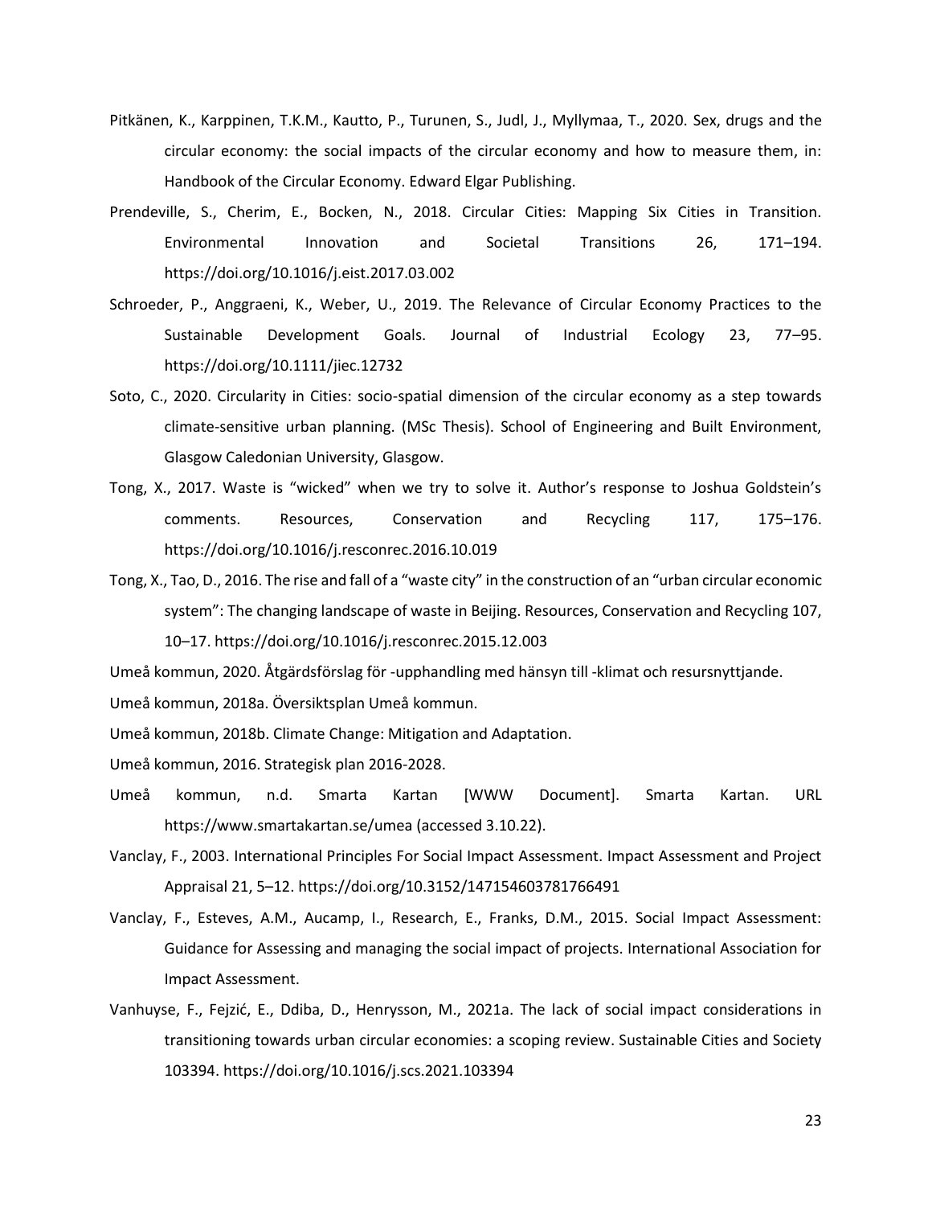Pitkänen, K., Karppinen, T.K.M., Kautto, P., Turunen, S., Judl, J., Myllymaa, T., 2020. Sex, drugs and the circular economy: the social impacts of the circular economy and how to measure them, in: Handbook of the Circular Economy. Edward Elgar Publishing.

Prendeville, S., Cherim, E., Bocken, N., 2018. Circular Cities: Mapping Six Cities in Transition. Environmental Innovation and Societal Transitions 26, 171–194. https://doi.org/10.1016/j.eist.2017.03.002

Schroeder, P., Anggraeni, K., Weber, U., 2019. The Relevance of Circular Economy Practices to the Sustainable Development Goals. Journal of Industrial Ecology 23, 77–95. https://doi.org/10.1111/jiec.12732

Soto, C., 2020. Circularity in Cities: socio-spatial dimension of the circular economy as a step towards climate-sensitive urban planning. (MSc Thesis). School of Engineering and Built Environment, Glasgow Caledonian University, Glasgow.

Tong, X., 2017. Waste is "wicked" when we try to solve it. Author's response to Joshua Goldstein's comments. Resources, Conservation and Recycling 117, 175–176. https://doi.org/10.1016/j.resconrec.2016.10.019

Tong, X., Tao, D., 2016. The rise and fall of a "waste city" in the construction of an "urban circular economic system": The changing landscape of waste in Beijing. Resources, Conservation and Recycling 107, 10–17. https://doi.org/10.1016/j.resconrec.2015.12.003

Umeå kommun, 2020. Åtgärdsförslag för -upphandling med hänsyn till -klimat och resursnyttjande.

Umeå kommun, 2018a. Översiktsplan Umeå kommun.

Umeå kommun, 2018b. Climate Change: Mitigation and Adaptation.

Umeå kommun, 2016. Strategisk plan 2016-2028.

Umeå kommun, n.d. Smarta Kartan [WWW Document]. Smarta Kartan. URL https://www.smartakartan.se/umea (accessed 3.10.22).

Vanclay, F., 2003. International Principles For Social Impact Assessment. Impact Assessment and Project Appraisal 21, 5–12. https://doi.org/10.3152/147154603781766491

Vanclay, F., Esteves, A.M., Aucamp, I., Research, E., Franks, D.M., 2015. Social Impact Assessment: Guidance for Assessing and managing the social impact of projects. International Association for Impact Assessment.

Vanhuyse, F., Fejzić, E., Ddiba, D., Henrysson, M., 2021a. The lack of social impact considerations in transitioning towards urban circular economies: a scoping review. Sustainable Cities and Society 103394. https://doi.org/10.1016/j.scs.2021.103394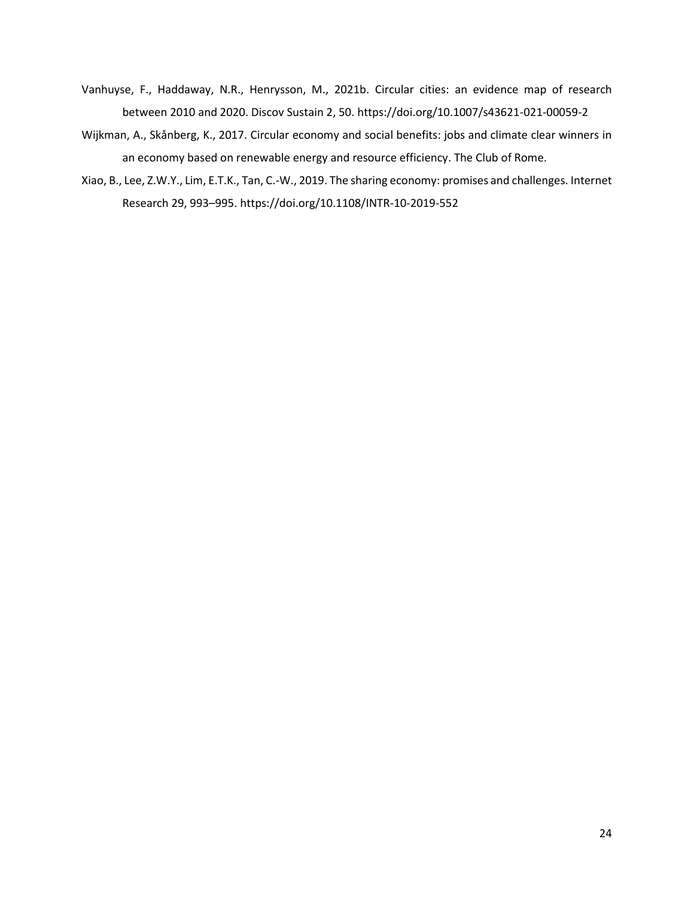Vanhuyse, F., Haddaway, N.R., Henrysson, M., 2021b. Circular cities: an evidence map of research between 2010 and 2020. Discov Sustain 2, 50. https://doi.org/10.1007/s43621-021-00059-2

Wijkman, A., Skånberg, K., 2017. Circular economy and social benefits: jobs and climate clear winners in an economy based on renewable energy and resource efficiency. The Club of Rome.

Xiao, B., Lee, Z.W.Y., Lim, E.T.K., Tan, C.-W., 2019. The sharing economy: promises and challenges. Internet Research 29, 993–995. https://doi.org/10.1108/INTR-10-2019-552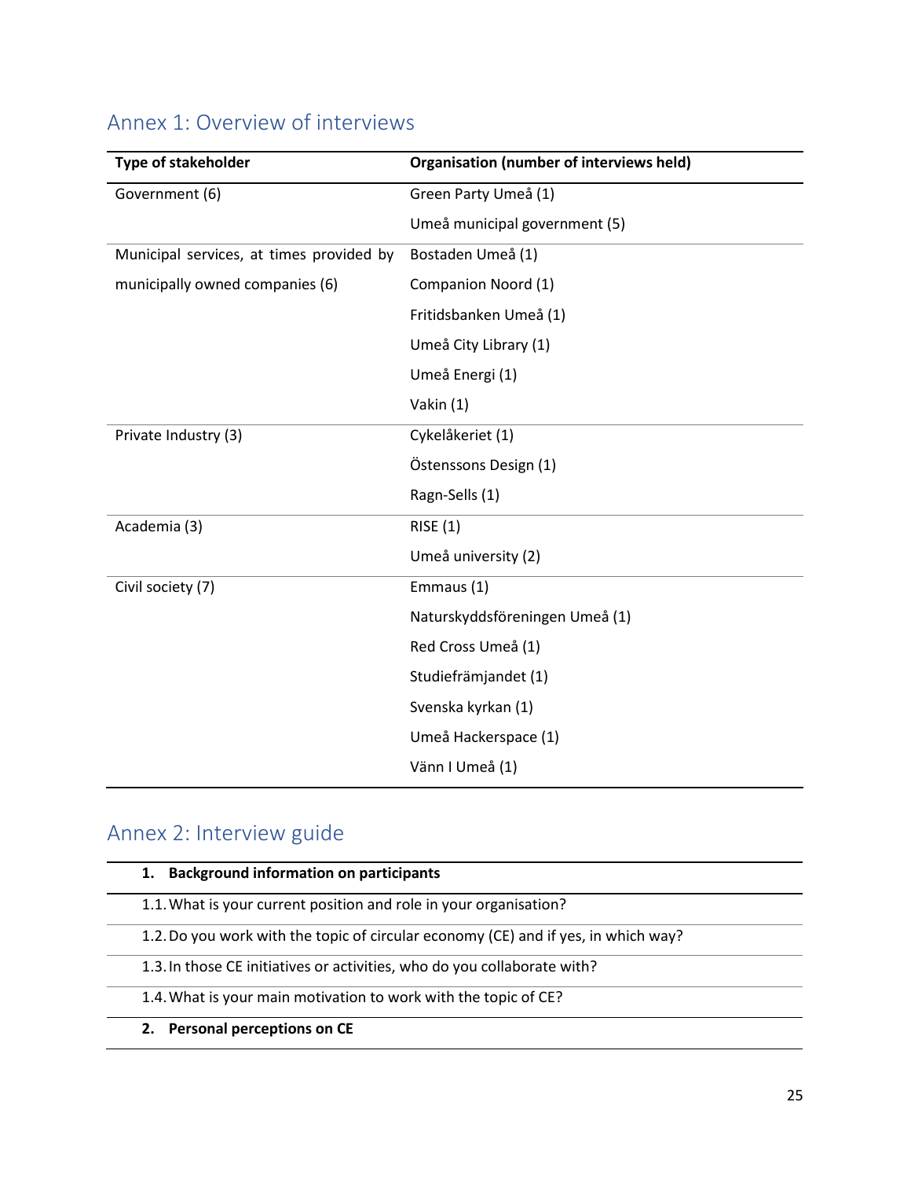## Annex 1: Overview of interviews

| Type of stakeholder | Organisation (number of interviews held) |
|---|---|
| Government (6) | Green Party Umeå (1) |
| | Umeå municipal government (5) |
| Municipal services, at times provided by municipally owned companies (6) | Bostaden Umeå (1) |
| | Companion Noord (1) |
| | Fritidsbanken Umeå (1) |
| | Umeå City Library (1) |
| | Umeå Energi (1) |
| | Vakin (1) |
| Private Industry (3) | Cykelåkeriet (1) |
| | Östenssons Design (1) |
| | Ragn-Sells (1) |
| Academia (3) | RISE (1) |
| | Umeå university (2) |
| Civil society (7) | Emmaus (1) |
| | Naturskyddsföreningen Umeå (1) |
| | Red Cross Umeå (1) |
| | Studiefrämjandet (1) |
| | Svenska kyrkan (1) |
| | Umeå Hackerspace (1) |
| | Vänn I Umeå (1) |

## Annex 2: Interview guide

| **1. Background information on participants** |
|---|
| 1.1. What is your current position and role in your organisation? |
| 1.2. Do you work with the topic of circular economy (CE) and if yes, in which way? |
| 1.3. In those CE initiatives or activities, who do you collaborate with? |
| 1.4. What is your main motivation to work with the topic of CE? |
| **2. Personal perceptions on CE** |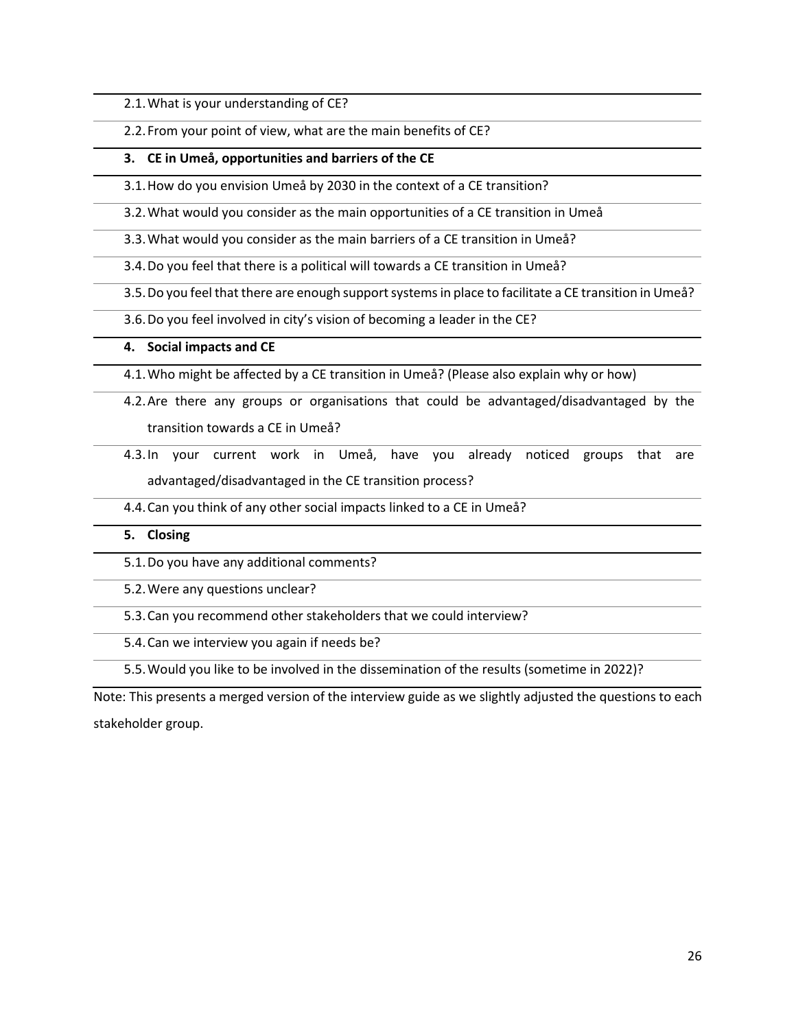2.1. What is your understanding of CE?

2.2. From your point of view, what are the main benefits of CE?

**3. CE in Umeå, opportunities and barriers of the CE**

3.1. How do you envision Umeå by 2030 in the context of a CE transition?

3.2. What would you consider as the main opportunities of a CE transition in Umeå

3.3. What would you consider as the main barriers of a CE transition in Umeå?

3.4. Do you feel that there is a political will towards a CE transition in Umeå?

3.5. Do you feel that there are enough support systems in place to facilitate a CE transition in Umeå?

3.6. Do you feel involved in city's vision of becoming a leader in the CE?

**4. Social impacts and CE**

4.1. Who might be affected by a CE transition in Umeå? (Please also explain why or how)

4.2. Are there any groups or organisations that could be advantaged/disadvantaged by the transition towards a CE in Umeå?

4.3. In your current work in Umeå, have you already noticed groups that are advantaged/disadvantaged in the CE transition process?

4.4. Can you think of any other social impacts linked to a CE in Umeå?

**5. Closing**

5.1. Do you have any additional comments?

5.2. Were any questions unclear?

5.3. Can you recommend other stakeholders that we could interview?

5.4. Can we interview you again if needs be?

5.5. Would you like to be involved in the dissemination of the results (sometime in 2022)?

Note: This presents a merged version of the interview guide as we slightly adjusted the questions to each stakeholder group.